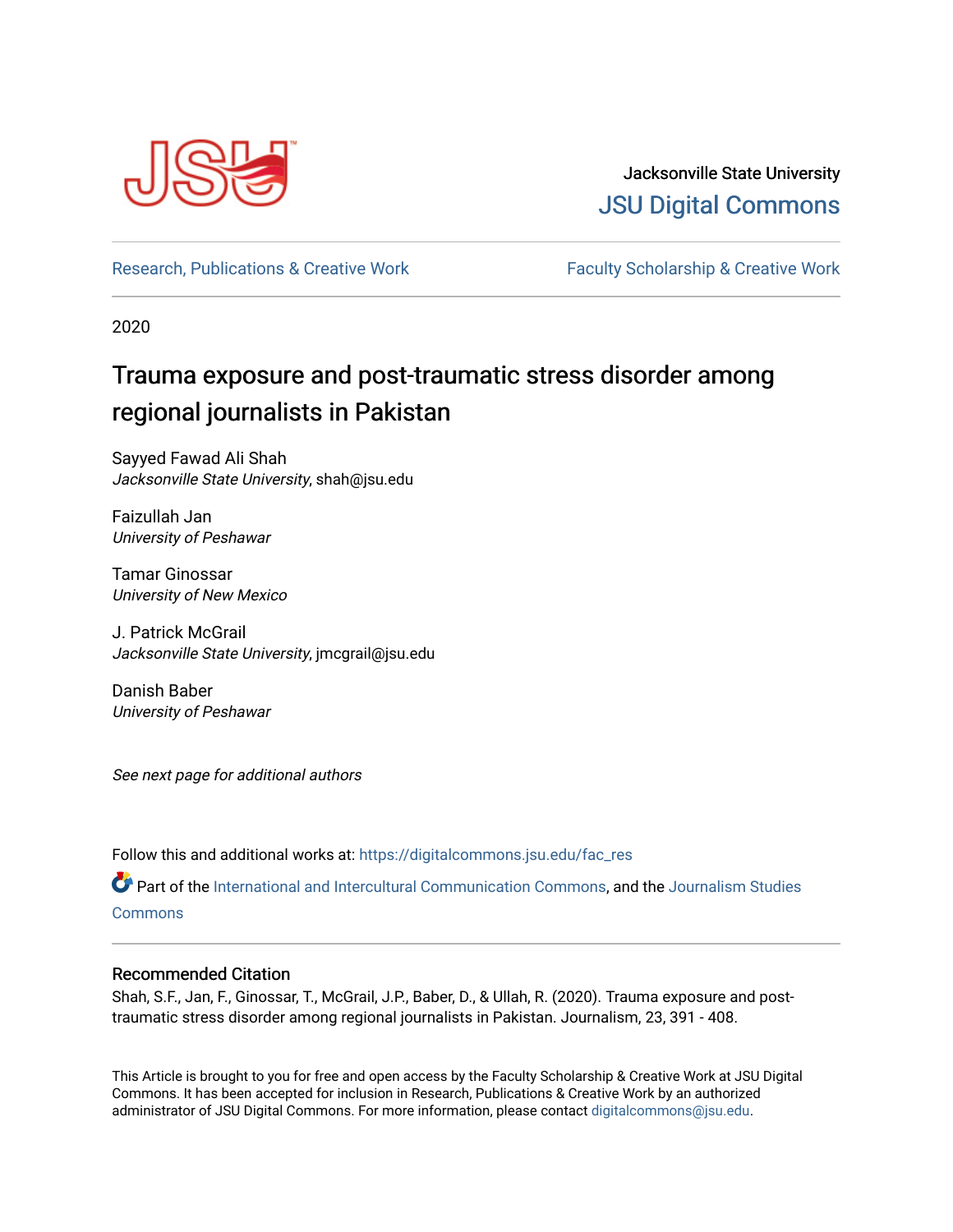Jacksonville State University

JSU Digital Commons

Research, Publications & Creative Work

Faculty Scholarship & Creative Work

2020

# Trauma exposure and post-traumatic stress disorder among regional journalists in Pakistan

Sayyed Fawad Ali Shah
*Jacksonville State University*, shah@jsu.edu

Faizullah Jan
*University of Peshawar*

Tamar Ginossar
*University of New Mexico*

J. Patrick McGrail
*Jacksonville State University*, jmcgrail@jsu.edu

Danish Baber
*University of Peshawar*

*See next page for additional authors*

Follow this and additional works at: https://digitalcommons.jsu.edu/fac_res

Part of the International and Intercultural Communication Commons, and the Journalism Studies Commons

## Recommended Citation

Shah, S.F., Jan, F., Ginossar, T., McGrail, J.P., Baber, D., & Ullah, R. (2020). Trauma exposure and post-traumatic stress disorder among regional journalists in Pakistan. Journalism, 23, 391 - 408.

This Article is brought to you for free and open access by the Faculty Scholarship & Creative Work at JSU Digital Commons. It has been accepted for inclusion in Research, Publications & Creative Work by an authorized administrator of JSU Digital Commons. For more information, please contact digitalcommons@jsu.edu.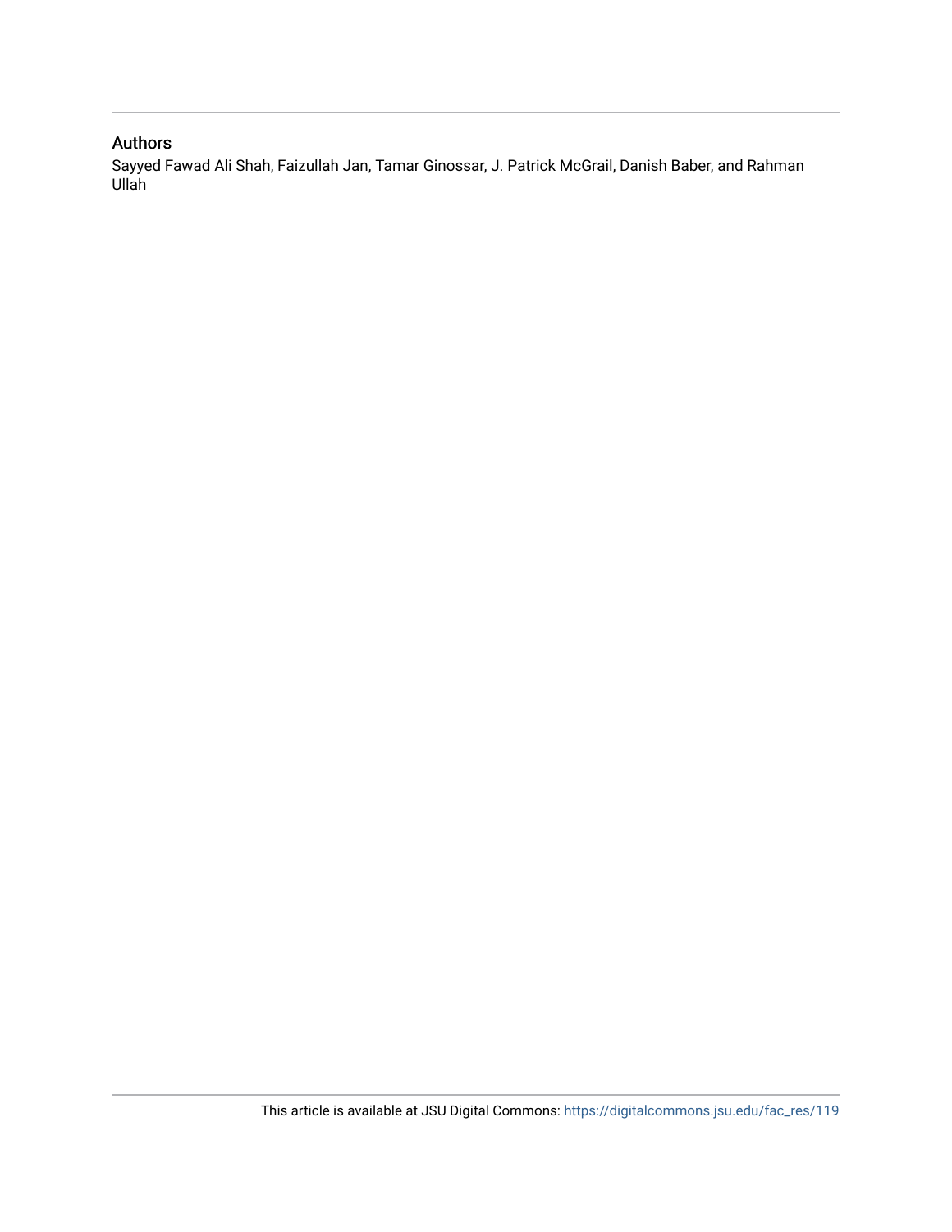## Authors

Sayyed Fawad Ali Shah, Faizullah Jan, Tamar Ginossar, J. Patrick McGrail, Danish Baber, and Rahman Ullah

This article is available at JSU Digital Commons: https://digitalcommons.jsu.edu/fac_res/119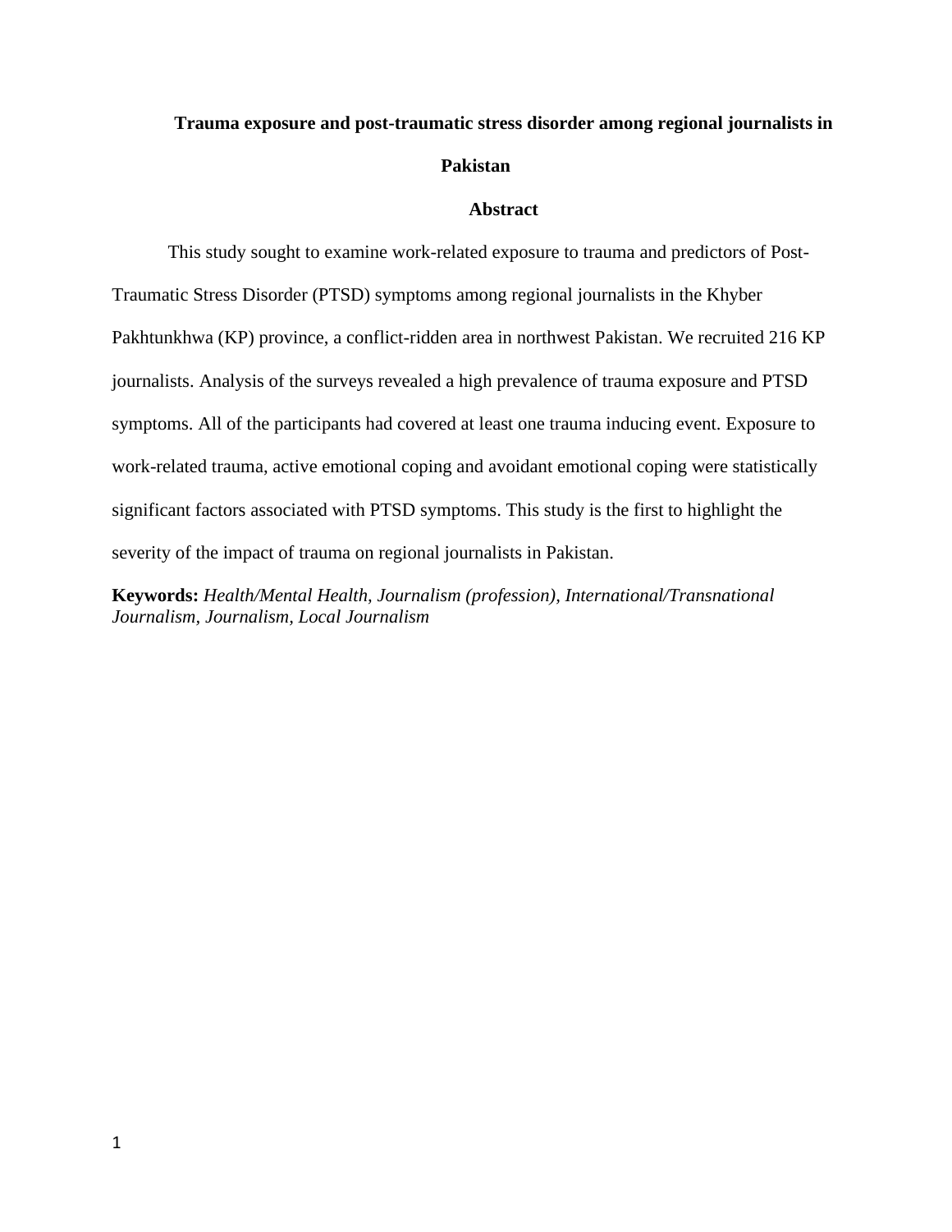# Trauma exposure and post-traumatic stress disorder among regional journalists in Pakistan

## Abstract

This study sought to examine work-related exposure to trauma and predictors of Post-Traumatic Stress Disorder (PTSD) symptoms among regional journalists in the Khyber Pakhtunkhwa (KP) province, a conflict-ridden area in northwest Pakistan. We recruited 216 KP journalists. Analysis of the surveys revealed a high prevalence of trauma exposure and PTSD symptoms. All of the participants had covered at least one trauma inducing event. Exposure to work-related trauma, active emotional coping and avoidant emotional coping were statistically significant factors associated with PTSD symptoms. This study is the first to highlight the severity of the impact of trauma on regional journalists in Pakistan.

**Keywords:** *Health/Mental Health, Journalism (profession), International/Transnational Journalism, Journalism, Local Journalism*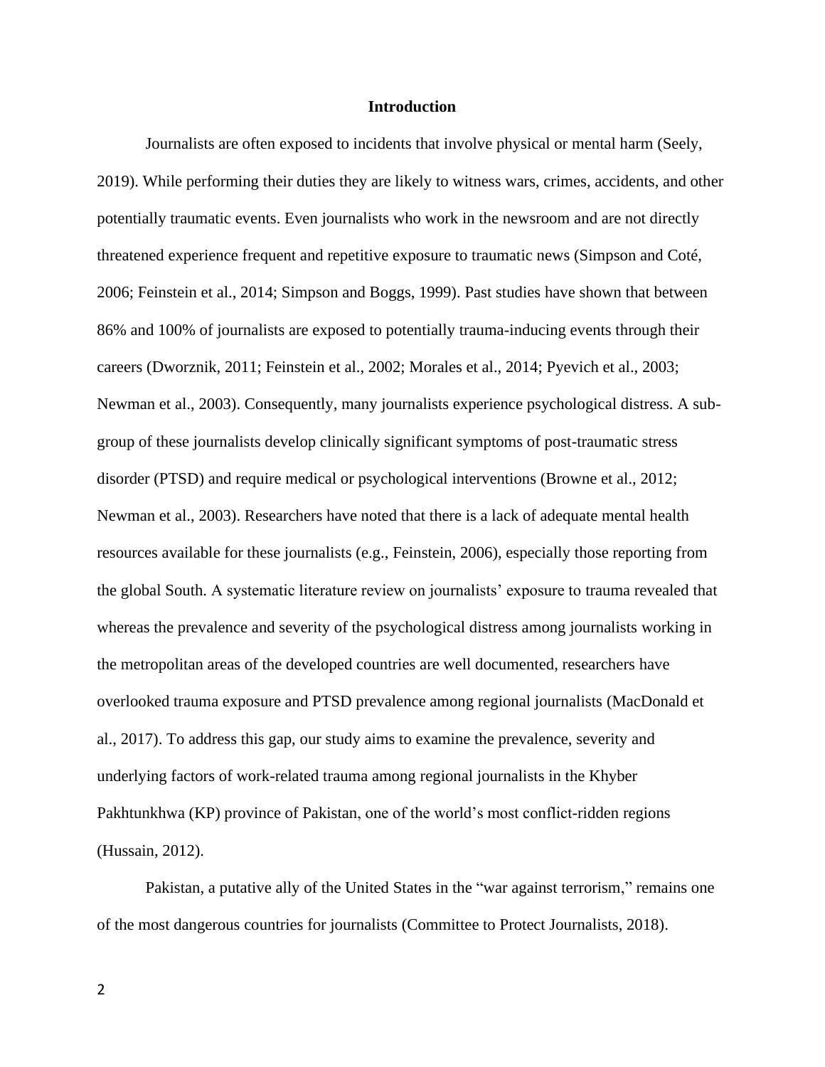## Introduction

Journalists are often exposed to incidents that involve physical or mental harm (Seely, 2019). While performing their duties they are likely to witness wars, crimes, accidents, and other potentially traumatic events. Even journalists who work in the newsroom and are not directly threatened experience frequent and repetitive exposure to traumatic news (Simpson and Coté, 2006; Feinstein et al., 2014; Simpson and Boggs, 1999). Past studies have shown that between 86% and 100% of journalists are exposed to potentially trauma-inducing events through their careers (Dworznik, 2011; Feinstein et al., 2002; Morales et al., 2014; Pyevich et al., 2003; Newman et al., 2003). Consequently, many journalists experience psychological distress. A sub-group of these journalists develop clinically significant symptoms of post-traumatic stress disorder (PTSD) and require medical or psychological interventions (Browne et al., 2012; Newman et al., 2003). Researchers have noted that there is a lack of adequate mental health resources available for these journalists (e.g., Feinstein, 2006), especially those reporting from the global South. A systematic literature review on journalists' exposure to trauma revealed that whereas the prevalence and severity of the psychological distress among journalists working in the metropolitan areas of the developed countries are well documented, researchers have overlooked trauma exposure and PTSD prevalence among regional journalists (MacDonald et al., 2017). To address this gap, our study aims to examine the prevalence, severity and underlying factors of work-related trauma among regional journalists in the Khyber Pakhtunkhwa (KP) province of Pakistan, one of the world's most conflict-ridden regions (Hussain, 2012).

Pakistan, a putative ally of the United States in the "war against terrorism," remains one of the most dangerous countries for journalists (Committee to Protect Journalists, 2018).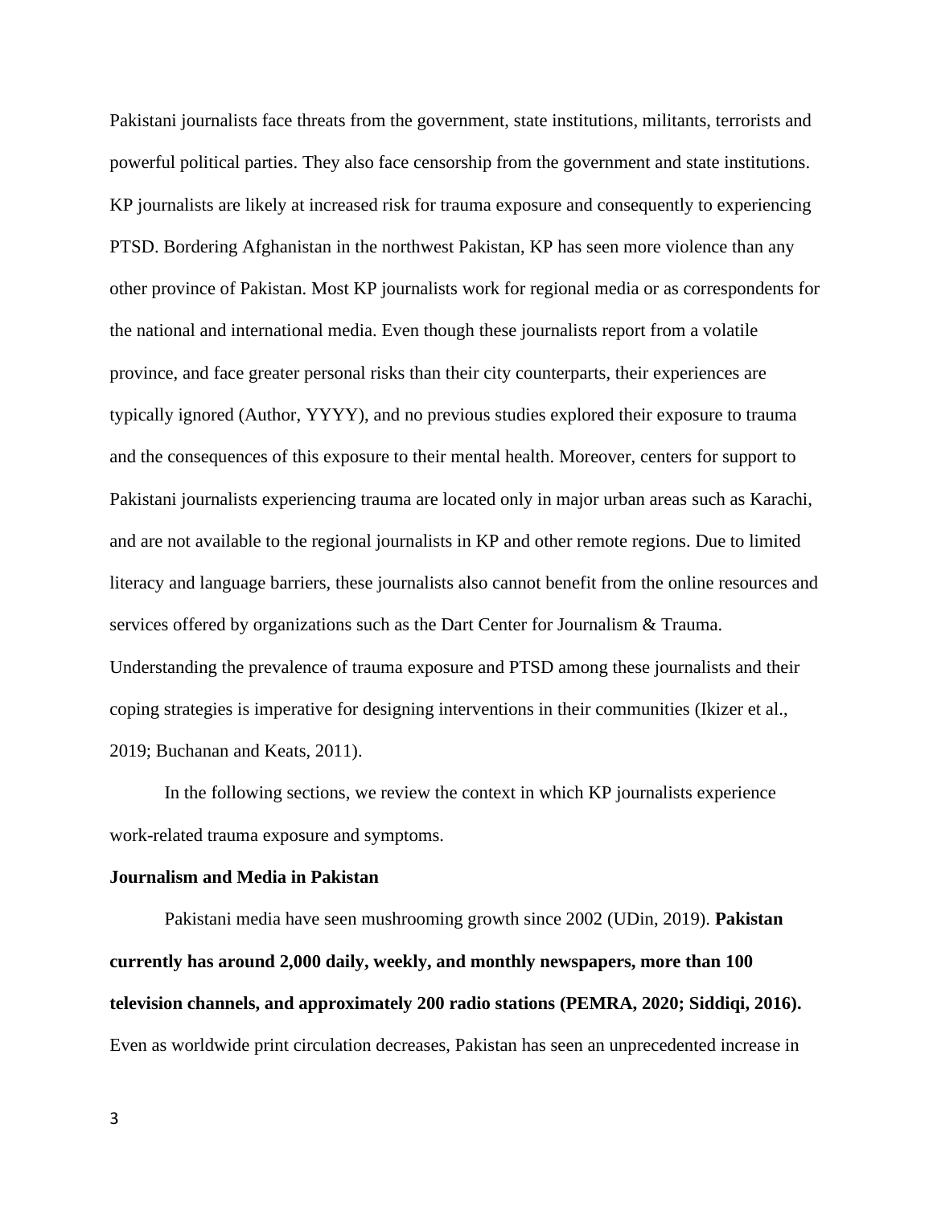Pakistani journalists face threats from the government, state institutions, militants, terrorists and powerful political parties. They also face censorship from the government and state institutions. KP journalists are likely at increased risk for trauma exposure and consequently to experiencing PTSD. Bordering Afghanistan in the northwest Pakistan, KP has seen more violence than any other province of Pakistan. Most KP journalists work for regional media or as correspondents for the national and international media. Even though these journalists report from a volatile province, and face greater personal risks than their city counterparts, their experiences are typically ignored (Author, YYYY), and no previous studies explored their exposure to trauma and the consequences of this exposure to their mental health. Moreover, centers for support to Pakistani journalists experiencing trauma are located only in major urban areas such as Karachi, and are not available to the regional journalists in KP and other remote regions. Due to limited literacy and language barriers, these journalists also cannot benefit from the online resources and services offered by organizations such as the Dart Center for Journalism & Trauma. Understanding the prevalence of trauma exposure and PTSD among these journalists and their coping strategies is imperative for designing interventions in their communities (Ikizer et al., 2019; Buchanan and Keats, 2011).

In the following sections, we review the context in which KP journalists experience work-related trauma exposure and symptoms.

**Journalism and Media in Pakistan**

Pakistani media have seen mushrooming growth since 2002 (UDin, 2019). **Pakistan currently has around 2,000 daily, weekly, and monthly newspapers, more than 100 television channels, and approximately 200 radio stations (PEMRA, 2020; Siddiqi, 2016).** Even as worldwide print circulation decreases, Pakistan has seen an unprecedented increase in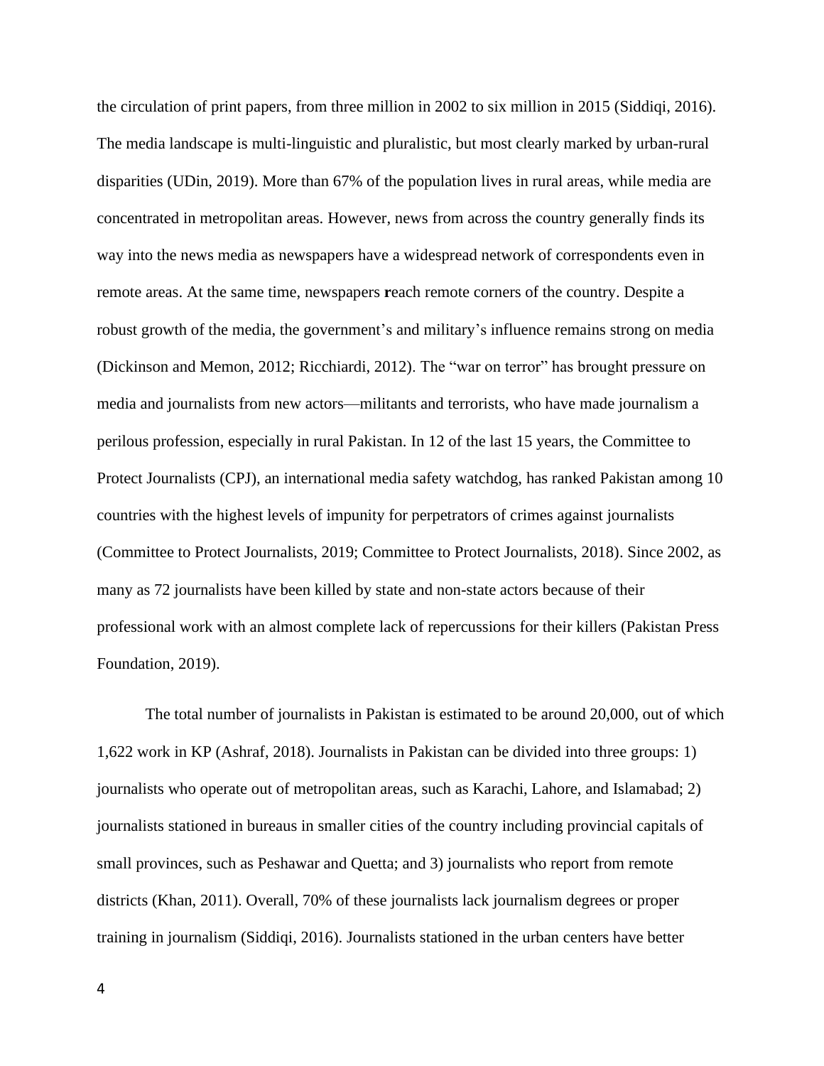the circulation of print papers, from three million in 2002 to six million in 2015 (Siddiqi, 2016). The media landscape is multi-linguistic and pluralistic, but most clearly marked by urban-rural disparities (UDin, 2019). More than 67% of the population lives in rural areas, while media are concentrated in metropolitan areas. However, news from across the country generally finds its way into the news media as newspapers have a widespread network of correspondents even in remote areas. At the same time, newspapers **r**each remote corners of the country. Despite a robust growth of the media, the government's and military's influence remains strong on media (Dickinson and Memon, 2012; Ricchiardi, 2012). The "war on terror" has brought pressure on media and journalists from new actors—militants and terrorists, who have made journalism a perilous profession, especially in rural Pakistan. In 12 of the last 15 years, the Committee to Protect Journalists (CPJ), an international media safety watchdog, has ranked Pakistan among 10 countries with the highest levels of impunity for perpetrators of crimes against journalists (Committee to Protect Journalists, 2019; Committee to Protect Journalists, 2018). Since 2002, as many as 72 journalists have been killed by state and non-state actors because of their professional work with an almost complete lack of repercussions for their killers (Pakistan Press Foundation, 2019).

The total number of journalists in Pakistan is estimated to be around 20,000, out of which 1,622 work in KP (Ashraf, 2018). Journalists in Pakistan can be divided into three groups: 1) journalists who operate out of metropolitan areas, such as Karachi, Lahore, and Islamabad; 2) journalists stationed in bureaus in smaller cities of the country including provincial capitals of small provinces, such as Peshawar and Quetta; and 3) journalists who report from remote districts (Khan, 2011). Overall, 70% of these journalists lack journalism degrees or proper training in journalism (Siddiqi, 2016). Journalists stationed in the urban centers have better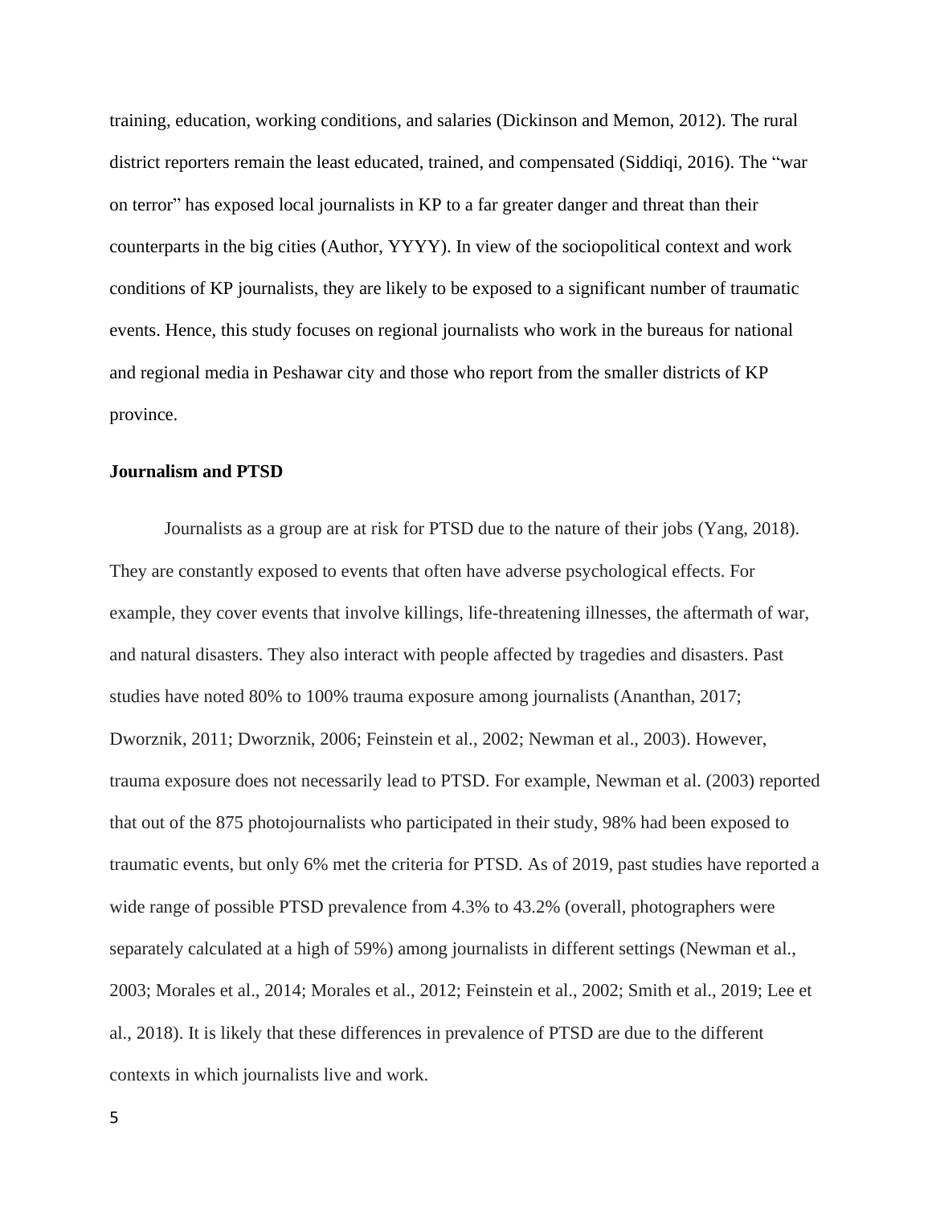training, education, working conditions, and salaries (Dickinson and Memon, 2012). The rural district reporters remain the least educated, trained, and compensated (Siddiqi, 2016). The "war on terror" has exposed local journalists in KP to a far greater danger and threat than their counterparts in the big cities (Author, YYYY). In view of the sociopolitical context and work conditions of KP journalists, they are likely to be exposed to a significant number of traumatic events. Hence, this study focuses on regional journalists who work in the bureaus for national and regional media in Peshawar city and those who report from the smaller districts of KP province.

### Journalism and PTSD

Journalists as a group are at risk for PTSD due to the nature of their jobs (Yang, 2018). They are constantly exposed to events that often have adverse psychological effects. For example, they cover events that involve killings, life-threatening illnesses, the aftermath of war, and natural disasters. They also interact with people affected by tragedies and disasters. Past studies have noted 80% to 100% trauma exposure among journalists (Ananthan, 2017; Dworznik, 2011; Dworznik, 2006; Feinstein et al., 2002; Newman et al., 2003). However, trauma exposure does not necessarily lead to PTSD. For example, Newman et al. (2003) reported that out of the 875 photojournalists who participated in their study, 98% had been exposed to traumatic events, but only 6% met the criteria for PTSD. As of 2019, past studies have reported a wide range of possible PTSD prevalence from 4.3% to 43.2% (overall, photographers were separately calculated at a high of 59%) among journalists in different settings (Newman et al., 2003; Morales et al., 2014; Morales et al., 2012; Feinstein et al., 2002; Smith et al., 2019; Lee et al., 2018). It is likely that these differences in prevalence of PTSD are due to the different contexts in which journalists live and work.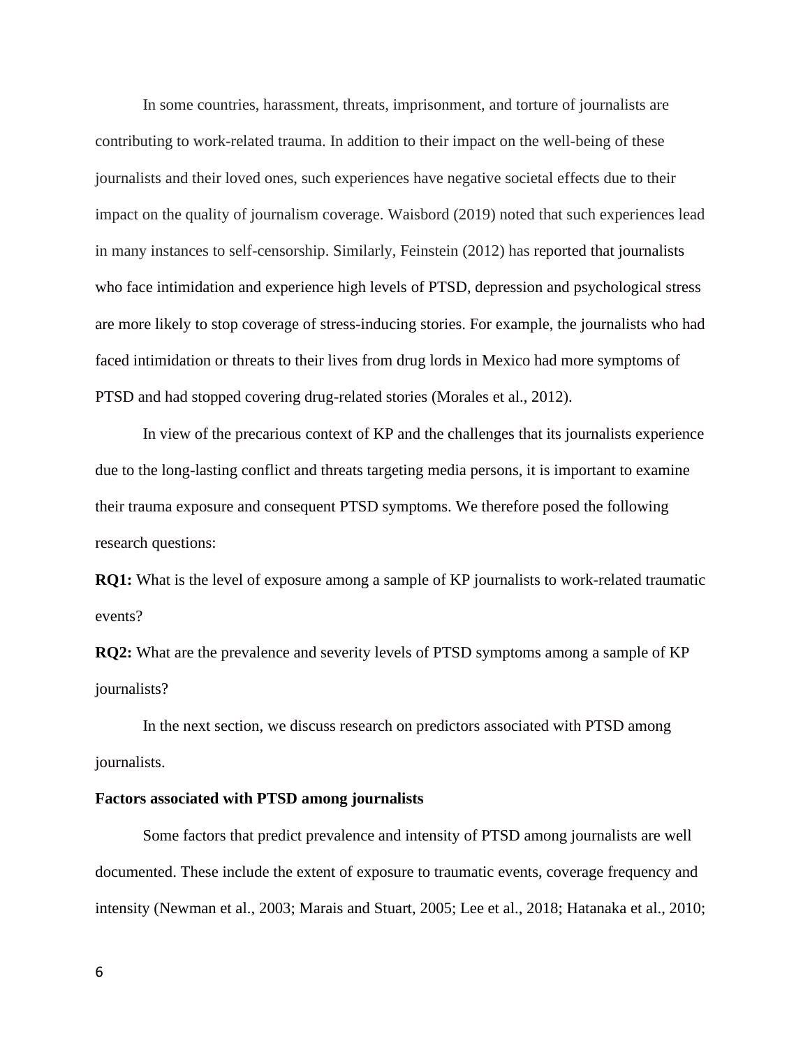In some countries, harassment, threats, imprisonment, and torture of journalists are contributing to work-related trauma. In addition to their impact on the well-being of these journalists and their loved ones, such experiences have negative societal effects due to their impact on the quality of journalism coverage. Waisbord (2019) noted that such experiences lead in many instances to self-censorship. Similarly, Feinstein (2012) has reported that journalists who face intimidation and experience high levels of PTSD, depression and psychological stress are more likely to stop coverage of stress-inducing stories. For example, the journalists who had faced intimidation or threats to their lives from drug lords in Mexico had more symptoms of PTSD and had stopped covering drug-related stories (Morales et al., 2012).

In view of the precarious context of KP and the challenges that its journalists experience due to the long-lasting conflict and threats targeting media persons, it is important to examine their trauma exposure and consequent PTSD symptoms. We therefore posed the following research questions:

**RQ1:** What is the level of exposure among a sample of KP journalists to work-related traumatic events?

**RQ2:** What are the prevalence and severity levels of PTSD symptoms among a sample of KP journalists?

In the next section, we discuss research on predictors associated with PTSD among journalists.

**Factors associated with PTSD among journalists**

Some factors that predict prevalence and intensity of PTSD among journalists are well documented. These include the extent of exposure to traumatic events, coverage frequency and intensity (Newman et al., 2003; Marais and Stuart, 2005; Lee et al., 2018; Hatanaka et al., 2010;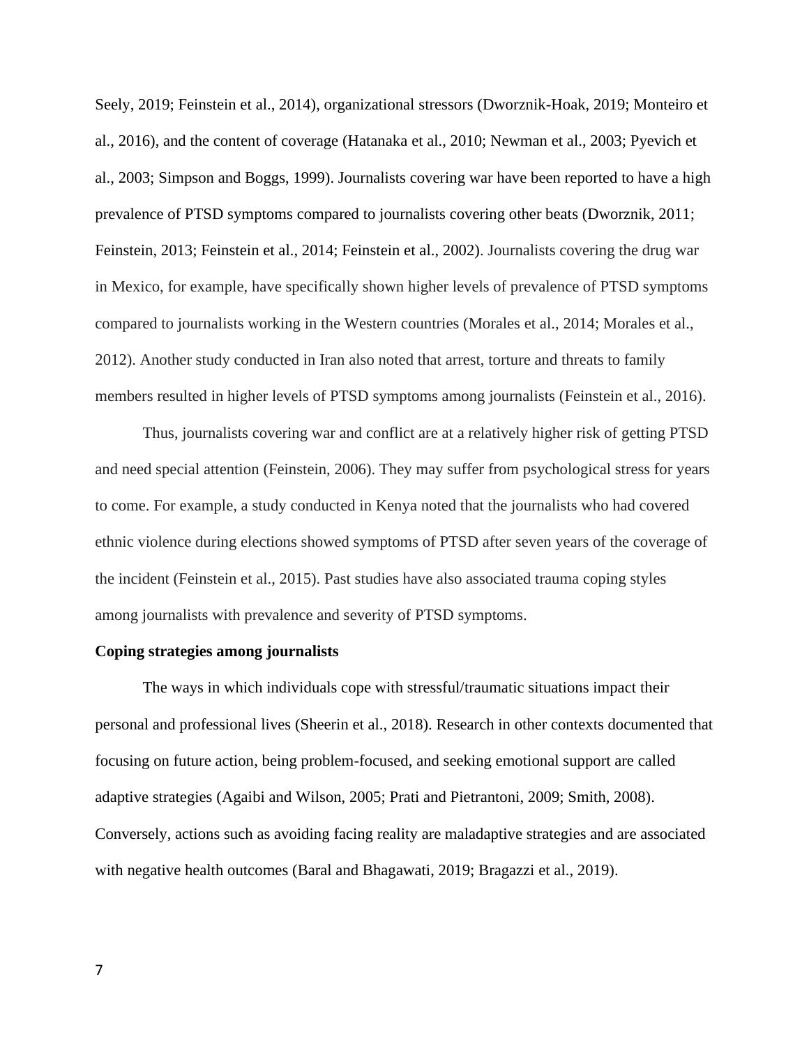Seely, 2019; Feinstein et al., 2014), organizational stressors (Dworznik-Hoak, 2019; Monteiro et al., 2016), and the content of coverage (Hatanaka et al., 2010; Newman et al., 2003; Pyevich et al., 2003; Simpson and Boggs, 1999). Journalists covering war have been reported to have a high prevalence of PTSD symptoms compared to journalists covering other beats (Dworznik, 2011; Feinstein, 2013; Feinstein et al., 2014; Feinstein et al., 2002). Journalists covering the drug war in Mexico, for example, have specifically shown higher levels of prevalence of PTSD symptoms compared to journalists working in the Western countries (Morales et al., 2014; Morales et al., 2012). Another study conducted in Iran also noted that arrest, torture and threats to family members resulted in higher levels of PTSD symptoms among journalists (Feinstein et al., 2016).

Thus, journalists covering war and conflict are at a relatively higher risk of getting PTSD and need special attention (Feinstein, 2006). They may suffer from psychological stress for years to come. For example, a study conducted in Kenya noted that the journalists who had covered ethnic violence during elections showed symptoms of PTSD after seven years of the coverage of the incident (Feinstein et al., 2015). Past studies have also associated trauma coping styles among journalists with prevalence and severity of PTSD symptoms.

**Coping strategies among journalists**

The ways in which individuals cope with stressful/traumatic situations impact their personal and professional lives (Sheerin et al., 2018). Research in other contexts documented that focusing on future action, being problem-focused, and seeking emotional support are called adaptive strategies (Agaibi and Wilson, 2005; Prati and Pietrantoni, 2009; Smith, 2008). Conversely, actions such as avoiding facing reality are maladaptive strategies and are associated with negative health outcomes (Baral and Bhagawati, 2019; Bragazzi et al., 2019).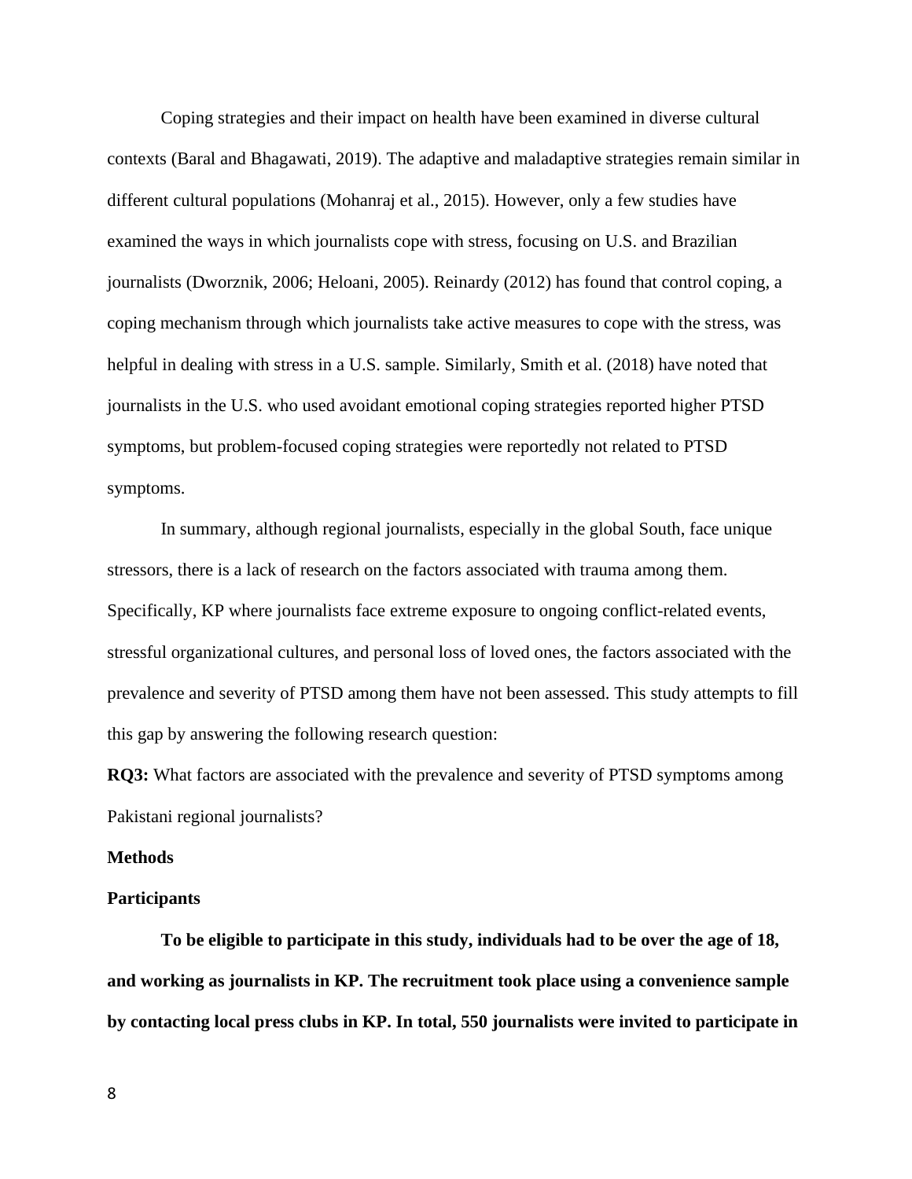Coping strategies and their impact on health have been examined in diverse cultural contexts (Baral and Bhagawati, 2019). The adaptive and maladaptive strategies remain similar in different cultural populations (Mohanraj et al., 2015). However, only a few studies have examined the ways in which journalists cope with stress, focusing on U.S. and Brazilian journalists (Dworznik, 2006; Heloani, 2005). Reinardy (2012) has found that control coping, a coping mechanism through which journalists take active measures to cope with the stress, was helpful in dealing with stress in a U.S. sample. Similarly, Smith et al. (2018) have noted that journalists in the U.S. who used avoidant emotional coping strategies reported higher PTSD symptoms, but problem-focused coping strategies were reportedly not related to PTSD symptoms.

In summary, although regional journalists, especially in the global South, face unique stressors, there is a lack of research on the factors associated with trauma among them. Specifically, KP where journalists face extreme exposure to ongoing conflict-related events, stressful organizational cultures, and personal loss of loved ones, the factors associated with the prevalence and severity of PTSD among them have not been assessed. This study attempts to fill this gap by answering the following research question:

**RQ3:** What factors are associated with the prevalence and severity of PTSD symptoms among Pakistani regional journalists?

## Methods

### Participants

**To be eligible to participate in this study, individuals had to be over the age of 18, and working as journalists in KP. The recruitment took place using a convenience sample by contacting local press clubs in KP. In total, 550 journalists were invited to participate in**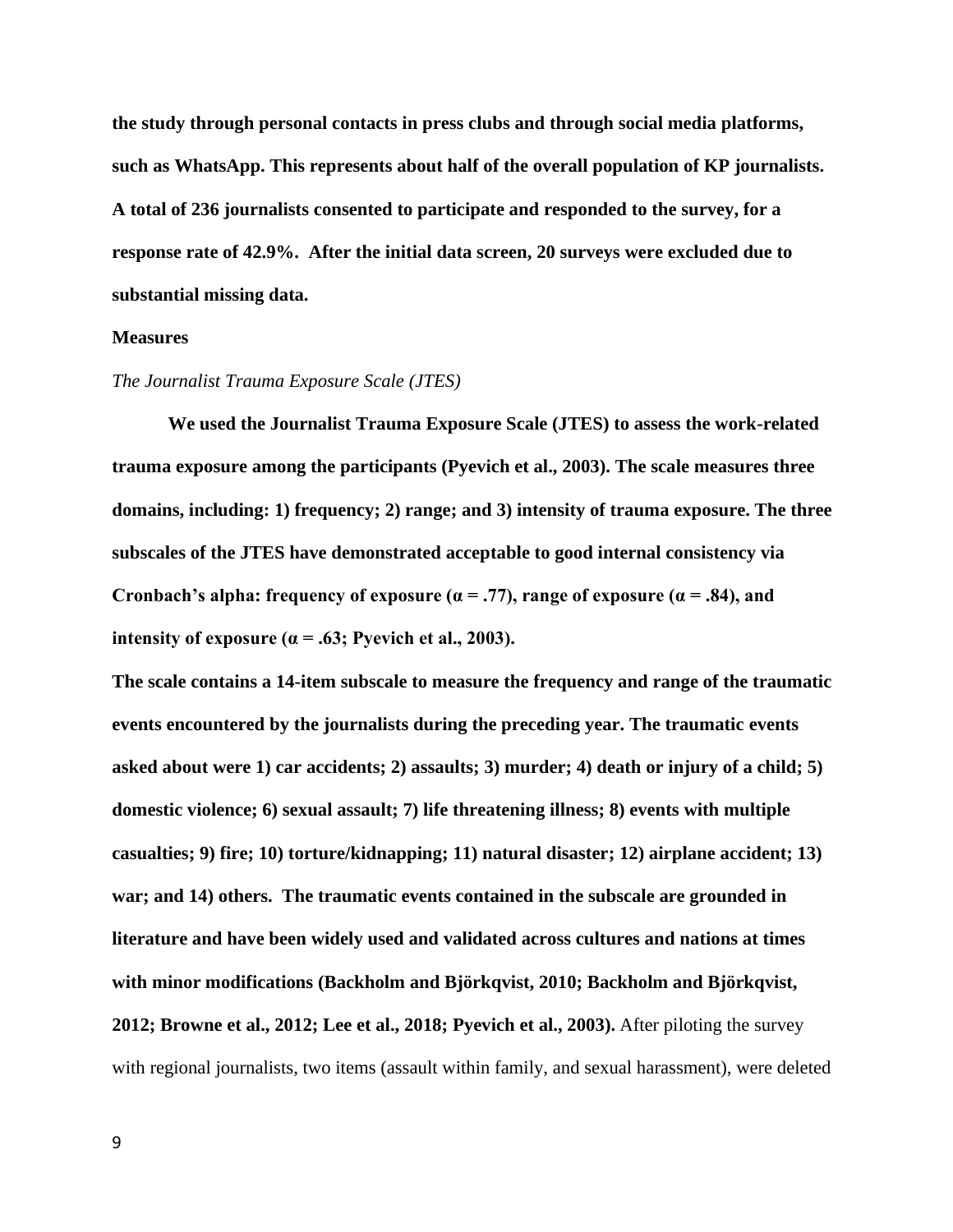**the study through personal contacts in press clubs and through social media platforms, such as WhatsApp. This represents about half of the overall population of KP journalists. A total of 236 journalists consented to participate and responded to the survey, for a response rate of 42.9%. After the initial data screen, 20 surveys were excluded due to substantial missing data.**

**Measures**

*The Journalist Trauma Exposure Scale (JTES)*

**We used the Journalist Trauma Exposure Scale (JTES) to assess the work-related trauma exposure among the participants (Pyevich et al., 2003). The scale measures three domains, including: 1) frequency; 2) range; and 3) intensity of trauma exposure. The three subscales of the JTES have demonstrated acceptable to good internal consistency via Cronbach's alpha: frequency of exposure ($\alpha = .77$), range of exposure ($\alpha = .84$), and intensity of exposure ($\alpha = .63$; Pyevich et al., 2003).**

**The scale contains a 14-item subscale to measure the frequency and range of the traumatic events encountered by the journalists during the preceding year. The traumatic events asked about were 1) car accidents; 2) assaults; 3) murder; 4) death or injury of a child; 5) domestic violence; 6) sexual assault; 7) life threatening illness; 8) events with multiple casualties; 9) fire; 10) torture/kidnapping; 11) natural disaster; 12) airplane accident; 13) war; and 14) others. The traumatic events contained in the subscale are grounded in literature and have been widely used and validated across cultures and nations at times with minor modifications (Backholm and Björkqvist, 2010; Backholm and Björkqvist, 2012; Browne et al., 2012; Lee et al., 2018; Pyevich et al., 2003).** After piloting the survey with regional journalists, two items (assault within family, and sexual harassment), were deleted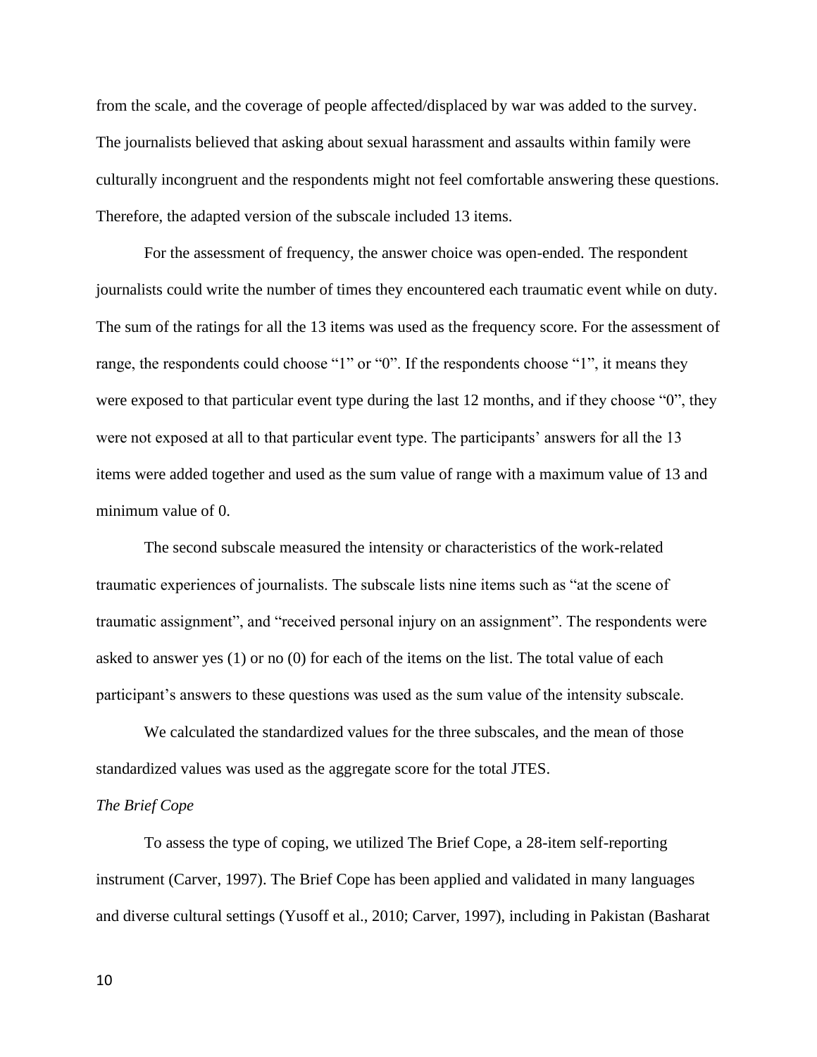from the scale, and the coverage of people affected/displaced by war was added to the survey. The journalists believed that asking about sexual harassment and assaults within family were culturally incongruent and the respondents might not feel comfortable answering these questions. Therefore, the adapted version of the subscale included 13 items.

For the assessment of frequency, the answer choice was open-ended. The respondent journalists could write the number of times they encountered each traumatic event while on duty. The sum of the ratings for all the 13 items was used as the frequency score. For the assessment of range, the respondents could choose "1" or "0". If the respondents choose "1", it means they were exposed to that particular event type during the last 12 months, and if they choose "0", they were not exposed at all to that particular event type. The participants' answers for all the 13 items were added together and used as the sum value of range with a maximum value of 13 and minimum value of 0.

The second subscale measured the intensity or characteristics of the work-related traumatic experiences of journalists. The subscale lists nine items such as "at the scene of traumatic assignment", and "received personal injury on an assignment". The respondents were asked to answer yes (1) or no (0) for each of the items on the list. The total value of each participant's answers to these questions was used as the sum value of the intensity subscale.

We calculated the standardized values for the three subscales, and the mean of those standardized values was used as the aggregate score for the total JTES.

*The Brief Cope*

To assess the type of coping, we utilized The Brief Cope, a 28-item self-reporting instrument (Carver, 1997). The Brief Cope has been applied and validated in many languages and diverse cultural settings (Yusoff et al., 2010; Carver, 1997), including in Pakistan (Basharat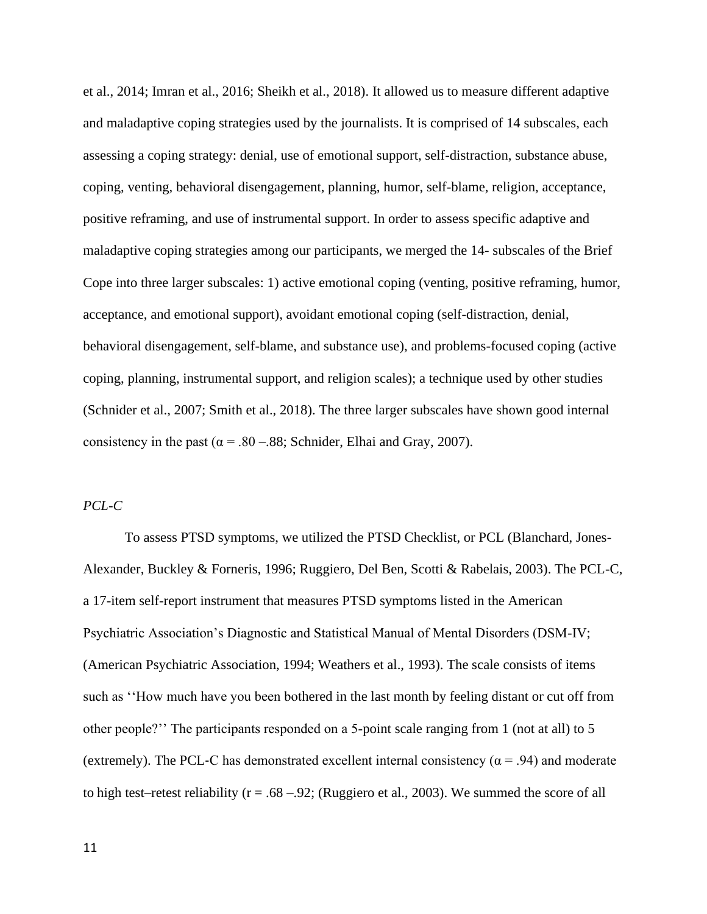et al., 2014; Imran et al., 2016; Sheikh et al., 2018). It allowed us to measure different adaptive and maladaptive coping strategies used by the journalists. It is comprised of 14 subscales, each assessing a coping strategy: denial, use of emotional support, self-distraction, substance abuse, coping, venting, behavioral disengagement, planning, humor, self-blame, religion, acceptance, positive reframing, and use of instrumental support. In order to assess specific adaptive and maladaptive coping strategies among our participants, we merged the 14- subscales of the Brief Cope into three larger subscales: 1) active emotional coping (venting, positive reframing, humor, acceptance, and emotional support), avoidant emotional coping (self-distraction, denial, behavioral disengagement, self-blame, and substance use), and problems-focused coping (active coping, planning, instrumental support, and religion scales); a technique used by other studies (Schnider et al., 2007; Smith et al., 2018). The three larger subscales have shown good internal consistency in the past ($\alpha$ = .80 –.88; Schnider, Elhai and Gray, 2007).

*PCL-C*

To assess PTSD symptoms, we utilized the PTSD Checklist, or PCL (Blanchard, Jones-Alexander, Buckley & Forneris, 1996; Ruggiero, Del Ben, Scotti & Rabelais, 2003). The PCL-C, a 17-item self-report instrument that measures PTSD symptoms listed in the American Psychiatric Association's Diagnostic and Statistical Manual of Mental Disorders (DSM-IV; (American Psychiatric Association, 1994; Weathers et al., 1993). The scale consists of items such as ''How much have you been bothered in the last month by feeling distant or cut off from other people?'' The participants responded on a 5-point scale ranging from 1 (not at all) to 5 (extremely). The PCL-C has demonstrated excellent internal consistency ($\alpha$ = .94) and moderate to high test–retest reliability (r = .68 –.92; (Ruggiero et al., 2003). We summed the score of all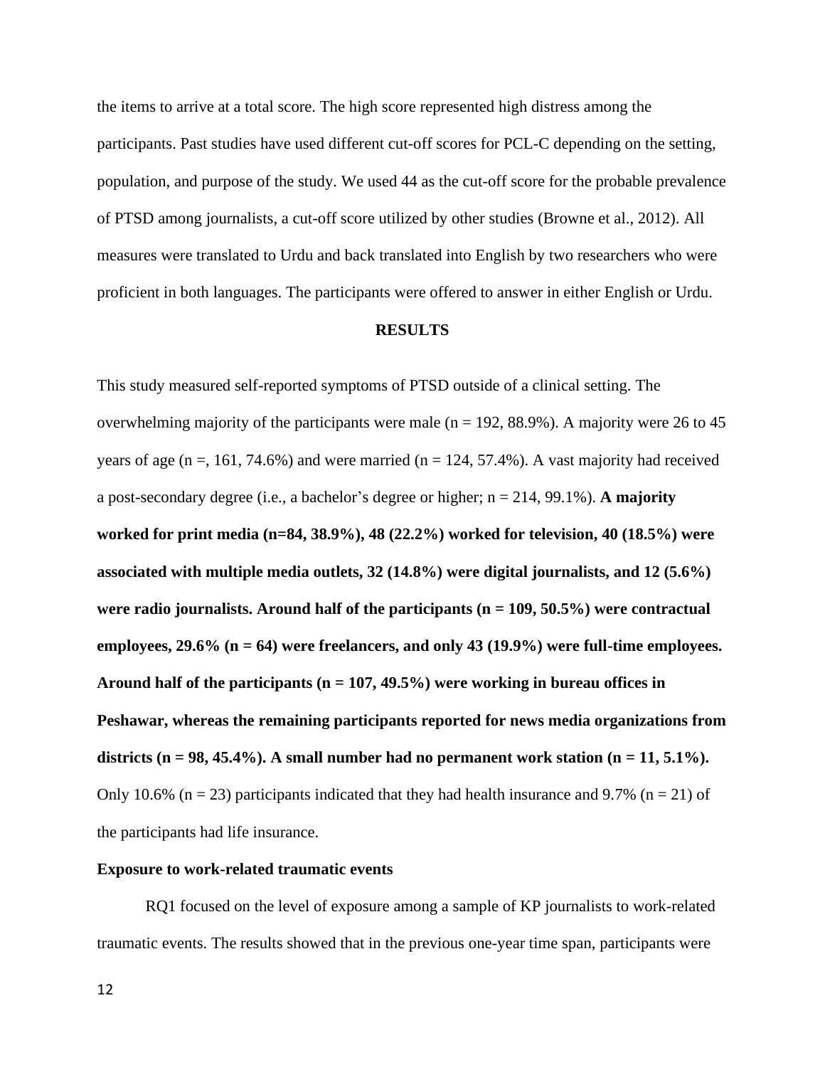the items to arrive at a total score. The high score represented high distress among the participants. Past studies have used different cut-off scores for PCL-C depending on the setting, population, and purpose of the study. We used 44 as the cut-off score for the probable prevalence of PTSD among journalists, a cut-off score utilized by other studies (Browne et al., 2012). All measures were translated to Urdu and back translated into English by two researchers who were proficient in both languages. The participants were offered to answer in either English or Urdu.

## RESULTS

This study measured self-reported symptoms of PTSD outside of a clinical setting. The overwhelming majority of the participants were male (n = 192, 88.9%). A majority were 26 to 45 years of age (n =, 161, 74.6%) and were married (n = 124, 57.4%). A vast majority had received a post-secondary degree (i.e., a bachelor's degree or higher; n = 214, 99.1%). **A majority worked for print media (n=84, 38.9%), 48 (22.2%) worked for television, 40 (18.5%) were associated with multiple media outlets, 32 (14.8%) were digital journalists, and 12 (5.6%) were radio journalists. Around half of the participants (n = 109, 50.5%) were contractual employees, 29.6% (n = 64) were freelancers, and only 43 (19.9%) were full-time employees. Around half of the participants (n = 107, 49.5%) were working in bureau offices in Peshawar, whereas the remaining participants reported for news media organizations from districts (n = 98, 45.4%). A small number had no permanent work station (n = 11, 5.1%).** Only 10.6% (n = 23) participants indicated that they had health insurance and 9.7% (n = 21) of the participants had life insurance.

### Exposure to work-related traumatic events

RQ1 focused on the level of exposure among a sample of KP journalists to work-related traumatic events. The results showed that in the previous one-year time span, participants were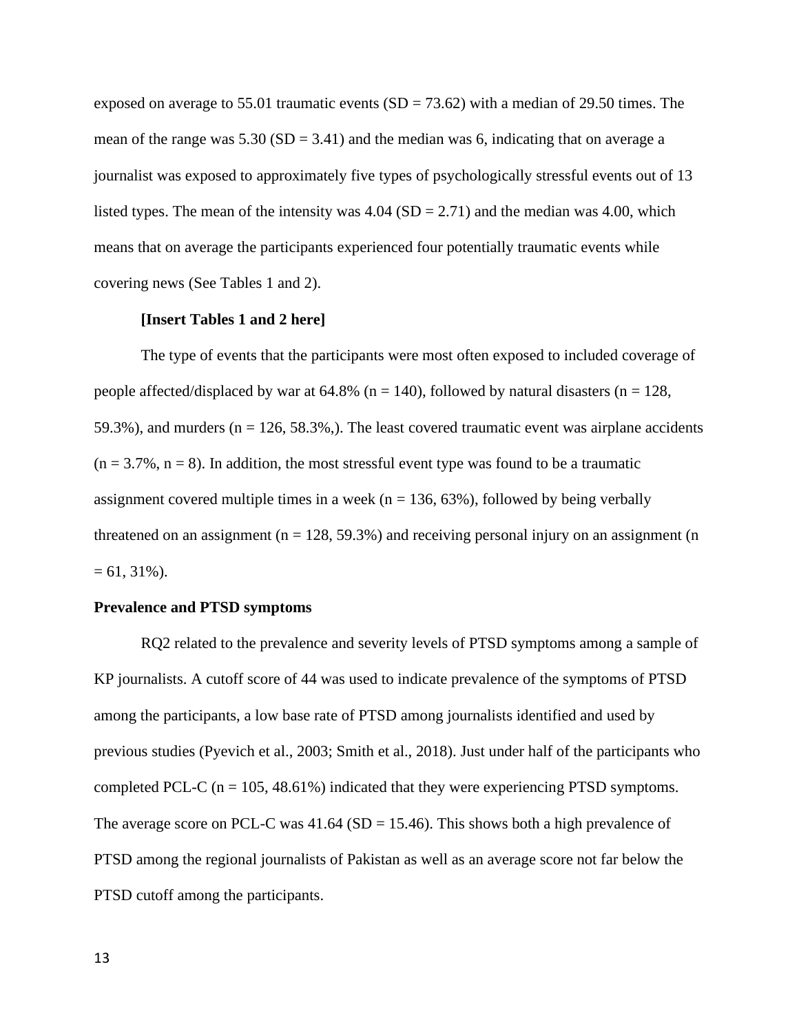exposed on average to 55.01 traumatic events (SD = 73.62) with a median of 29.50 times. The mean of the range was 5.30 (SD = 3.41) and the median was 6, indicating that on average a journalist was exposed to approximately five types of psychologically stressful events out of 13 listed types. The mean of the intensity was 4.04 (SD = 2.71) and the median was 4.00, which means that on average the participants experienced four potentially traumatic events while covering news (See Tables 1 and 2).

**[Insert Tables 1 and 2 here]**

The type of events that the participants were most often exposed to included coverage of people affected/displaced by war at 64.8% (n = 140), followed by natural disasters (n = 128, 59.3%), and murders (n = 126, 58.3%,). The least covered traumatic event was airplane accidents (n = 3.7%, n = 8). In addition, the most stressful event type was found to be a traumatic assignment covered multiple times in a week (n = 136, 63%), followed by being verbally threatened on an assignment (n = 128, 59.3%) and receiving personal injury on an assignment (n = 61, 31%).

**Prevalence and PTSD symptoms**

RQ2 related to the prevalence and severity levels of PTSD symptoms among a sample of KP journalists. A cutoff score of 44 was used to indicate prevalence of the symptoms of PTSD among the participants, a low base rate of PTSD among journalists identified and used by previous studies (Pyevich et al., 2003; Smith et al., 2018). Just under half of the participants who completed PCL-C (n = 105, 48.61%) indicated that they were experiencing PTSD symptoms. The average score on PCL-C was 41.64 (SD = 15.46). This shows both a high prevalence of PTSD among the regional journalists of Pakistan as well as an average score not far below the PTSD cutoff among the participants.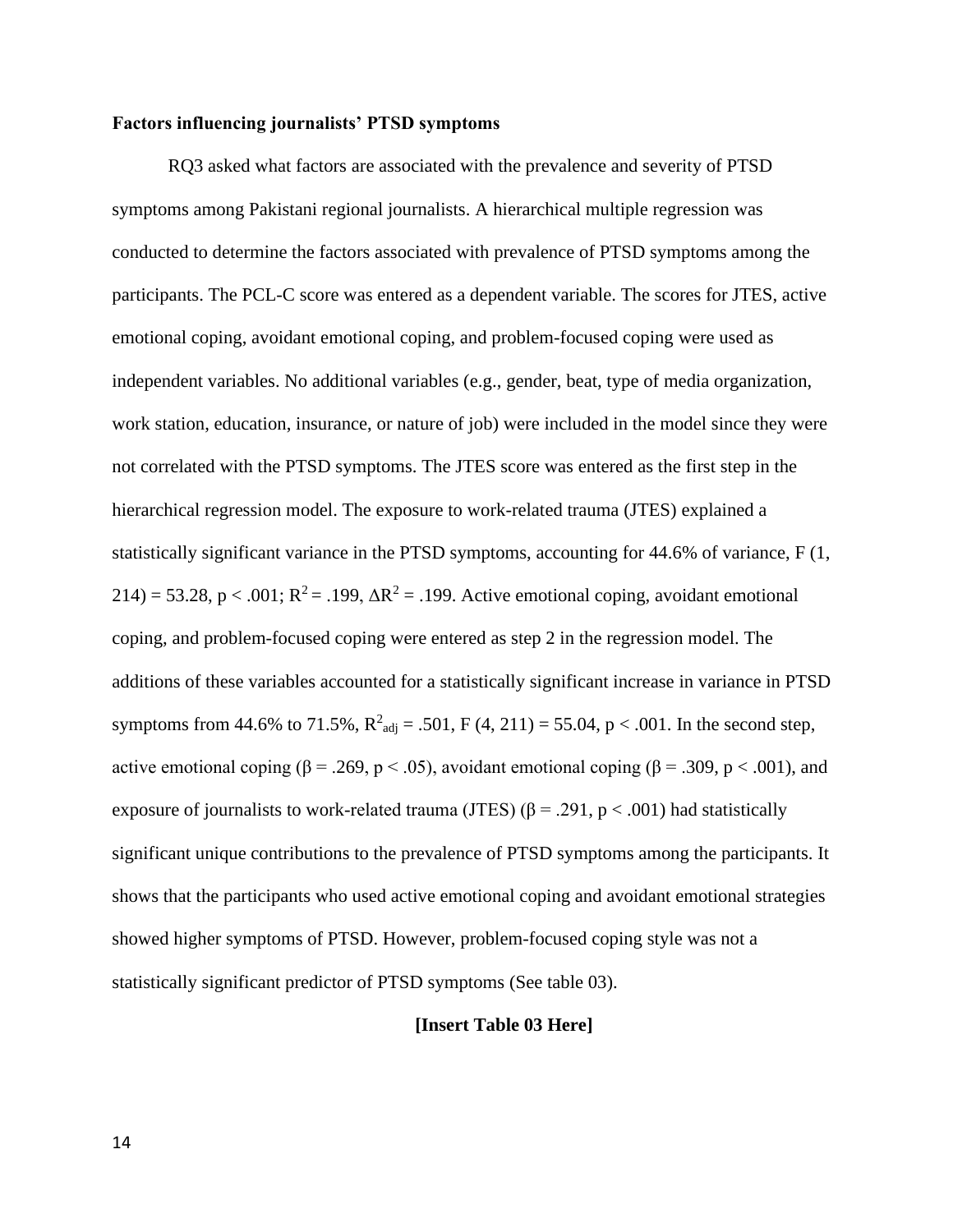**Factors influencing journalists' PTSD symptoms**

RQ3 asked what factors are associated with the prevalence and severity of PTSD symptoms among Pakistani regional journalists. A hierarchical multiple regression was conducted to determine the factors associated with prevalence of PTSD symptoms among the participants. The PCL-C score was entered as a dependent variable. The scores for JTES, active emotional coping, avoidant emotional coping, and problem-focused coping were used as independent variables. No additional variables (e.g., gender, beat, type of media organization, work station, education, insurance, or nature of job) were included in the model since they were not correlated with the PTSD symptoms. The JTES score was entered as the first step in the hierarchical regression model. The exposure to work-related trauma (JTES) explained a statistically significant variance in the PTSD symptoms, accounting for 44.6% of variance, $F\ (1, 214) = 53.28$, $p < .001$; $R^2 = .199$, $\Delta R^2 = .199$. Active emotional coping, avoidant emotional coping, and problem-focused coping were entered as step 2 in the regression model. The additions of these variables accounted for a statistically significant increase in variance in PTSD symptoms from 44.6% to 71.5%, $R^2_{adj} = .501$, $F\ (4, 211) = 55.04$, $p < .001$. In the second step, active emotional coping ($\beta = .269$, $p < .05$), avoidant emotional coping ($\beta = .309$, $p < .001$), and exposure of journalists to work-related trauma (JTES) ($\beta = .291$, $p < .001$) had statistically significant unique contributions to the prevalence of PTSD symptoms among the participants. It shows that the participants who used active emotional coping and avoidant emotional strategies showed higher symptoms of PTSD. However, problem-focused coping style was not a statistically significant predictor of PTSD symptoms (See table 03).

**[Insert Table 03 Here]**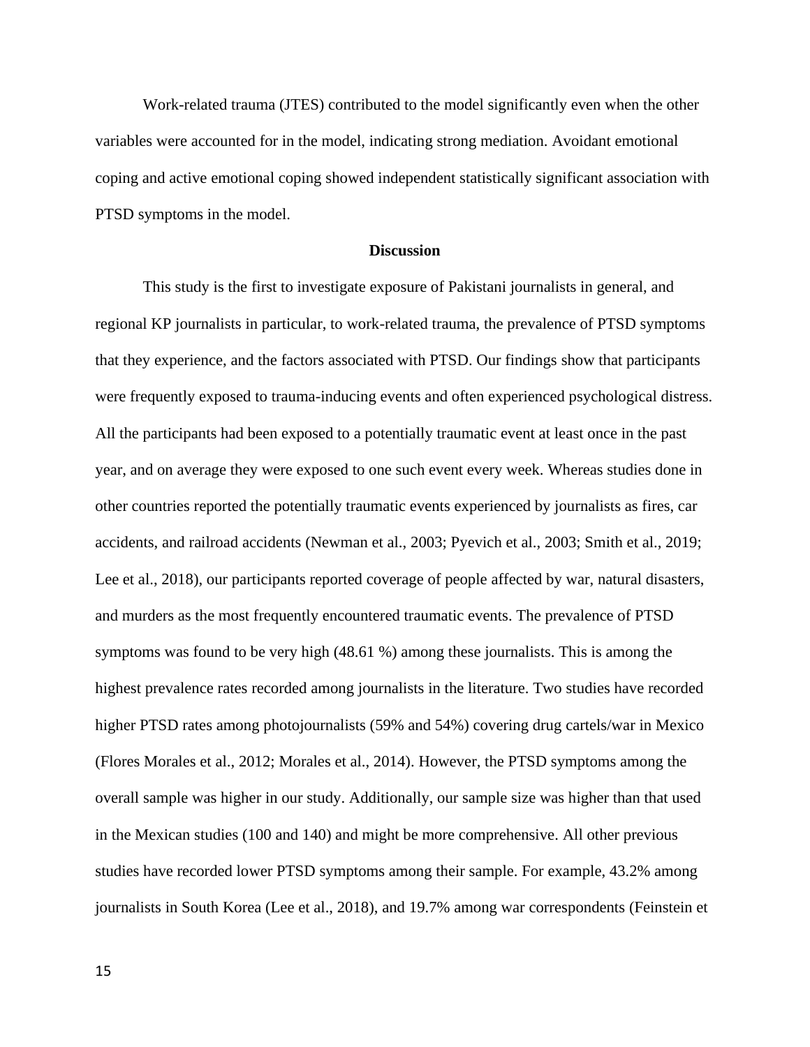Work-related trauma (JTES) contributed to the model significantly even when the other variables were accounted for in the model, indicating strong mediation. Avoidant emotional coping and active emotional coping showed independent statistically significant association with PTSD symptoms in the model.

## Discussion

This study is the first to investigate exposure of Pakistani journalists in general, and regional KP journalists in particular, to work-related trauma, the prevalence of PTSD symptoms that they experience, and the factors associated with PTSD. Our findings show that participants were frequently exposed to trauma-inducing events and often experienced psychological distress. All the participants had been exposed to a potentially traumatic event at least once in the past year, and on average they were exposed to one such event every week. Whereas studies done in other countries reported the potentially traumatic events experienced by journalists as fires, car accidents, and railroad accidents (Newman et al., 2003; Pyevich et al., 2003; Smith et al., 2019; Lee et al., 2018), our participants reported coverage of people affected by war, natural disasters, and murders as the most frequently encountered traumatic events. The prevalence of PTSD symptoms was found to be very high (48.61 %) among these journalists. This is among the highest prevalence rates recorded among journalists in the literature. Two studies have recorded higher PTSD rates among photojournalists (59% and 54%) covering drug cartels/war in Mexico (Flores Morales et al., 2012; Morales et al., 2014). However, the PTSD symptoms among the overall sample was higher in our study. Additionally, our sample size was higher than that used in the Mexican studies (100 and 140) and might be more comprehensive. All other previous studies have recorded lower PTSD symptoms among their sample. For example, 43.2% among journalists in South Korea (Lee et al., 2018), and 19.7% among war correspondents (Feinstein et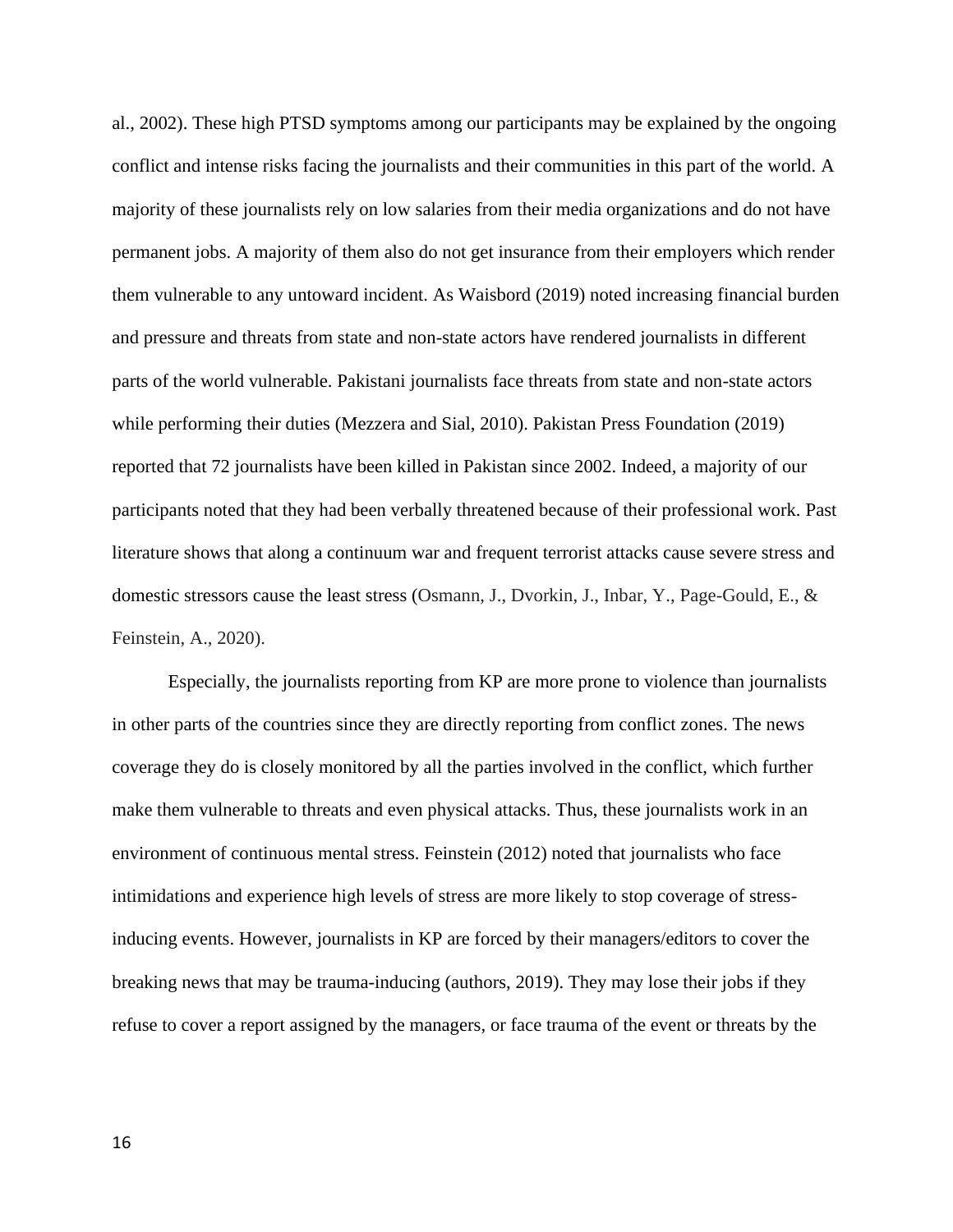al., 2002). These high PTSD symptoms among our participants may be explained by the ongoing conflict and intense risks facing the journalists and their communities in this part of the world. A majority of these journalists rely on low salaries from their media organizations and do not have permanent jobs. A majority of them also do not get insurance from their employers which render them vulnerable to any untoward incident. As Waisbord (2019) noted increasing financial burden and pressure and threats from state and non-state actors have rendered journalists in different parts of the world vulnerable. Pakistani journalists face threats from state and non-state actors while performing their duties (Mezzera and Sial, 2010). Pakistan Press Foundation (2019) reported that 72 journalists have been killed in Pakistan since 2002. Indeed, a majority of our participants noted that they had been verbally threatened because of their professional work. Past literature shows that along a continuum war and frequent terrorist attacks cause severe stress and domestic stressors cause the least stress (Osmann, J., Dvorkin, J., Inbar, Y., Page-Gould, E., & Feinstein, A., 2020).

Especially, the journalists reporting from KP are more prone to violence than journalists in other parts of the countries since they are directly reporting from conflict zones. The news coverage they do is closely monitored by all the parties involved in the conflict, which further make them vulnerable to threats and even physical attacks. Thus, these journalists work in an environment of continuous mental stress. Feinstein (2012) noted that journalists who face intimidations and experience high levels of stress are more likely to stop coverage of stress-inducing events. However, journalists in KP are forced by their managers/editors to cover the breaking news that may be trauma-inducing (authors, 2019). They may lose their jobs if they refuse to cover a report assigned by the managers, or face trauma of the event or threats by the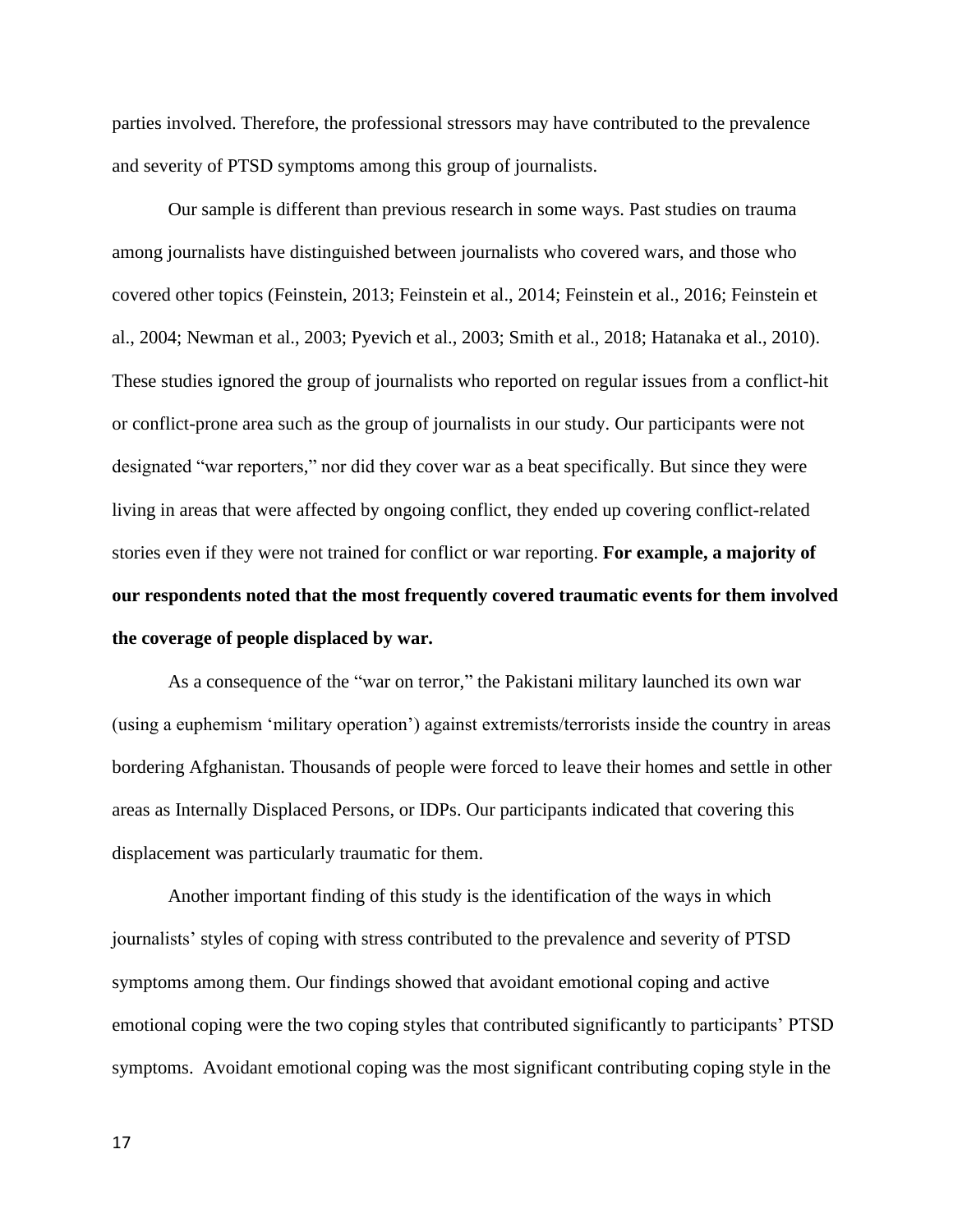parties involved. Therefore, the professional stressors may have contributed to the prevalence and severity of PTSD symptoms among this group of journalists.

Our sample is different than previous research in some ways. Past studies on trauma among journalists have distinguished between journalists who covered wars, and those who covered other topics (Feinstein, 2013; Feinstein et al., 2014; Feinstein et al., 2016; Feinstein et al., 2004; Newman et al., 2003; Pyevich et al., 2003; Smith et al., 2018; Hatanaka et al., 2010). These studies ignored the group of journalists who reported on regular issues from a conflict-hit or conflict-prone area such as the group of journalists in our study. Our participants were not designated "war reporters," nor did they cover war as a beat specifically. But since they were living in areas that were affected by ongoing conflict, they ended up covering conflict-related stories even if they were not trained for conflict or war reporting. **For example, a majority of our respondents noted that the most frequently covered traumatic events for them involved the coverage of people displaced by war.**

As a consequence of the "war on terror," the Pakistani military launched its own war (using a euphemism 'military operation') against extremists/terrorists inside the country in areas bordering Afghanistan. Thousands of people were forced to leave their homes and settle in other areas as Internally Displaced Persons, or IDPs. Our participants indicated that covering this displacement was particularly traumatic for them.

Another important finding of this study is the identification of the ways in which journalists' styles of coping with stress contributed to the prevalence and severity of PTSD symptoms among them. Our findings showed that avoidant emotional coping and active emotional coping were the two coping styles that contributed significantly to participants' PTSD symptoms. Avoidant emotional coping was the most significant contributing coping style in the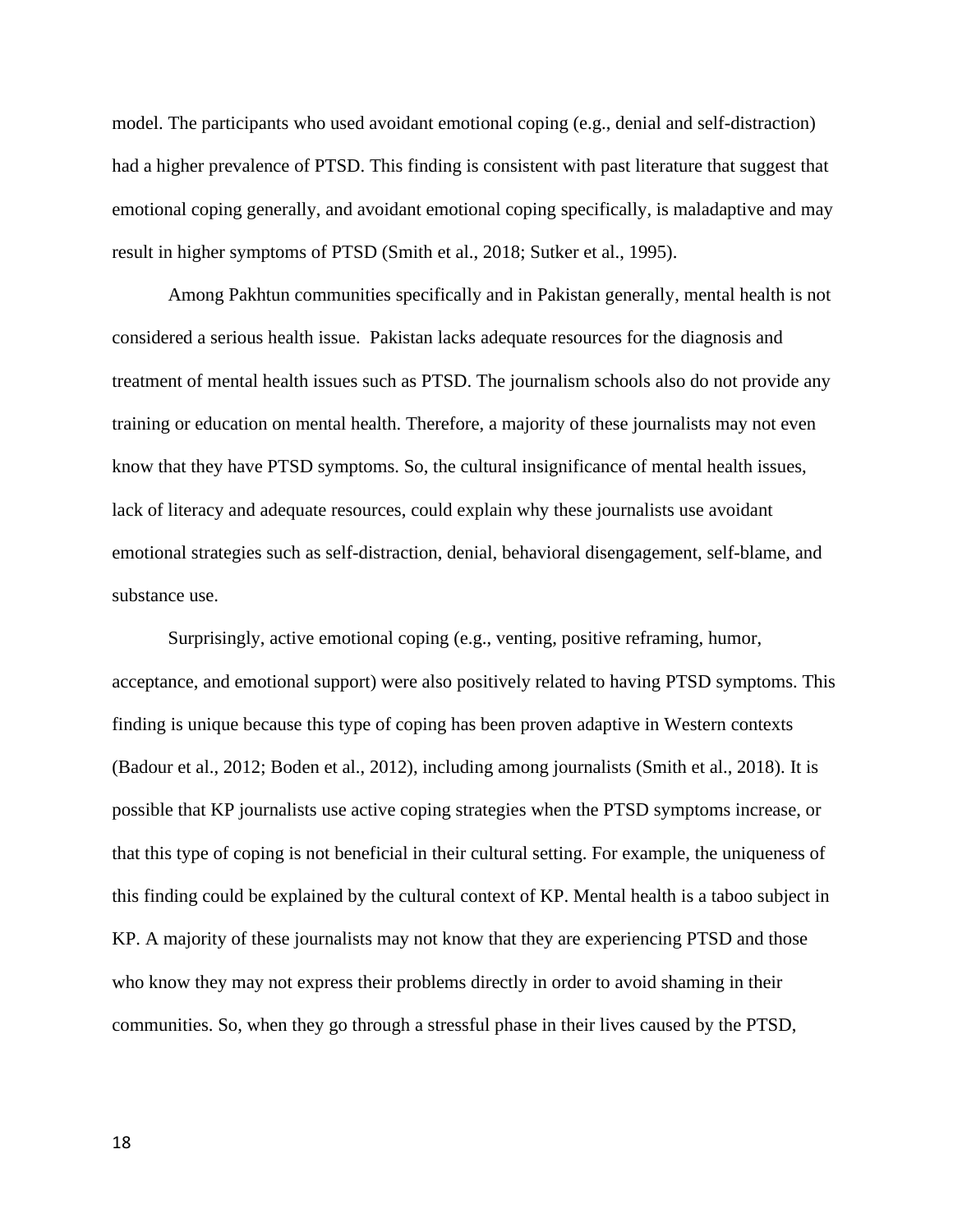model. The participants who used avoidant emotional coping (e.g., denial and self-distraction) had a higher prevalence of PTSD. This finding is consistent with past literature that suggest that emotional coping generally, and avoidant emotional coping specifically, is maladaptive and may result in higher symptoms of PTSD (Smith et al., 2018; Sutker et al., 1995).

Among Pakhtun communities specifically and in Pakistan generally, mental health is not considered a serious health issue. Pakistan lacks adequate resources for the diagnosis and treatment of mental health issues such as PTSD. The journalism schools also do not provide any training or education on mental health. Therefore, a majority of these journalists may not even know that they have PTSD symptoms. So, the cultural insignificance of mental health issues, lack of literacy and adequate resources, could explain why these journalists use avoidant emotional strategies such as self-distraction, denial, behavioral disengagement, self-blame, and substance use.

Surprisingly, active emotional coping (e.g., venting, positive reframing, humor, acceptance, and emotional support) were also positively related to having PTSD symptoms. This finding is unique because this type of coping has been proven adaptive in Western contexts (Badour et al., 2012; Boden et al., 2012), including among journalists (Smith et al., 2018). It is possible that KP journalists use active coping strategies when the PTSD symptoms increase, or that this type of coping is not beneficial in their cultural setting. For example, the uniqueness of this finding could be explained by the cultural context of KP. Mental health is a taboo subject in KP. A majority of these journalists may not know that they are experiencing PTSD and those who know they may not express their problems directly in order to avoid shaming in their communities. So, when they go through a stressful phase in their lives caused by the PTSD,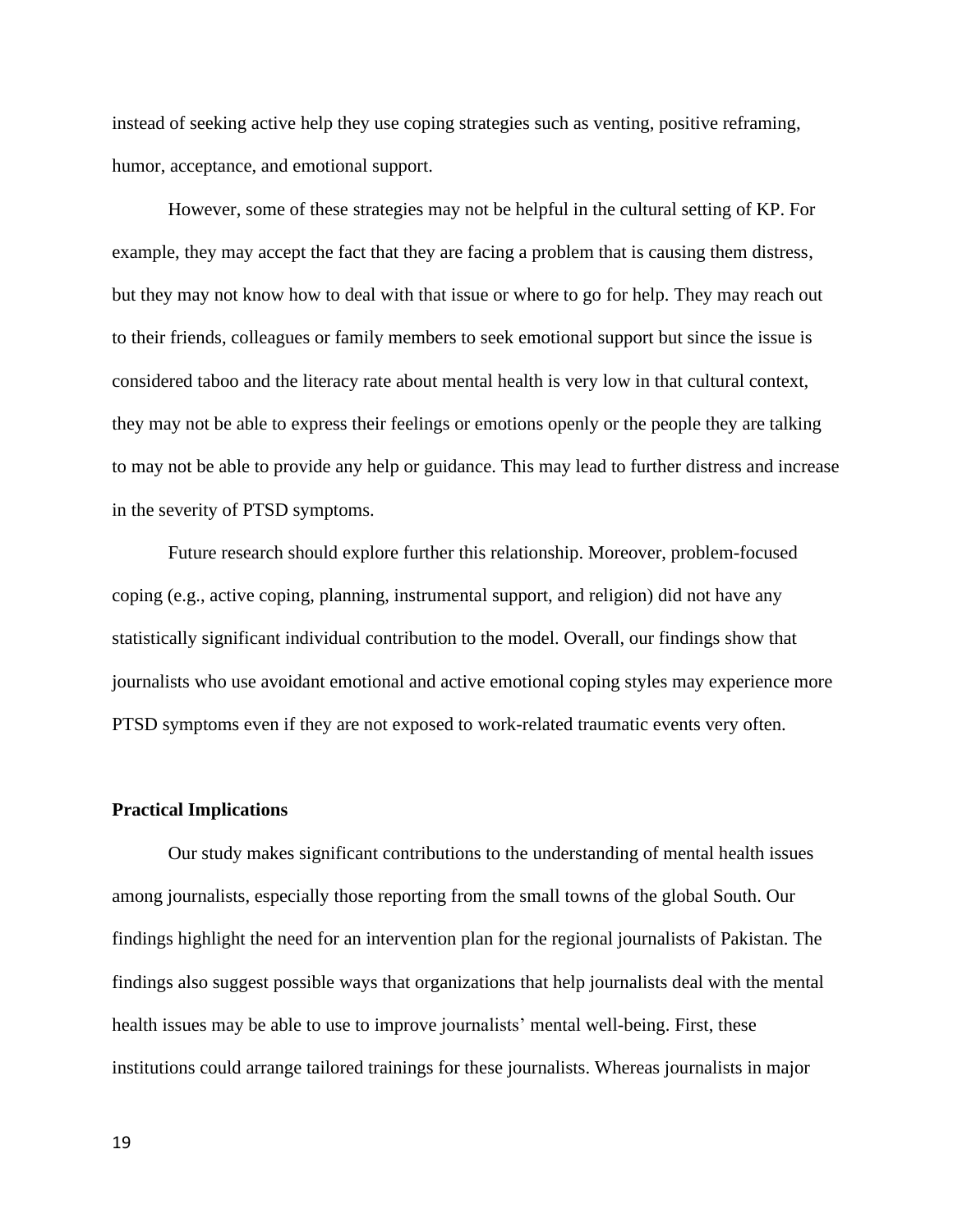instead of seeking active help they use coping strategies such as venting, positive reframing, humor, acceptance, and emotional support.

However, some of these strategies may not be helpful in the cultural setting of KP. For example, they may accept the fact that they are facing a problem that is causing them distress, but they may not know how to deal with that issue or where to go for help. They may reach out to their friends, colleagues or family members to seek emotional support but since the issue is considered taboo and the literacy rate about mental health is very low in that cultural context, they may not be able to express their feelings or emotions openly or the people they are talking to may not be able to provide any help or guidance. This may lead to further distress and increase in the severity of PTSD symptoms.

Future research should explore further this relationship. Moreover, problem-focused coping (e.g., active coping, planning, instrumental support, and religion) did not have any statistically significant individual contribution to the model. Overall, our findings show that journalists who use avoidant emotional and active emotional coping styles may experience more PTSD symptoms even if they are not exposed to work-related traumatic events very often.

**Practical Implications**

Our study makes significant contributions to the understanding of mental health issues among journalists, especially those reporting from the small towns of the global South. Our findings highlight the need for an intervention plan for the regional journalists of Pakistan. The findings also suggest possible ways that organizations that help journalists deal with the mental health issues may be able to use to improve journalists' mental well-being. First, these institutions could arrange tailored trainings for these journalists. Whereas journalists in major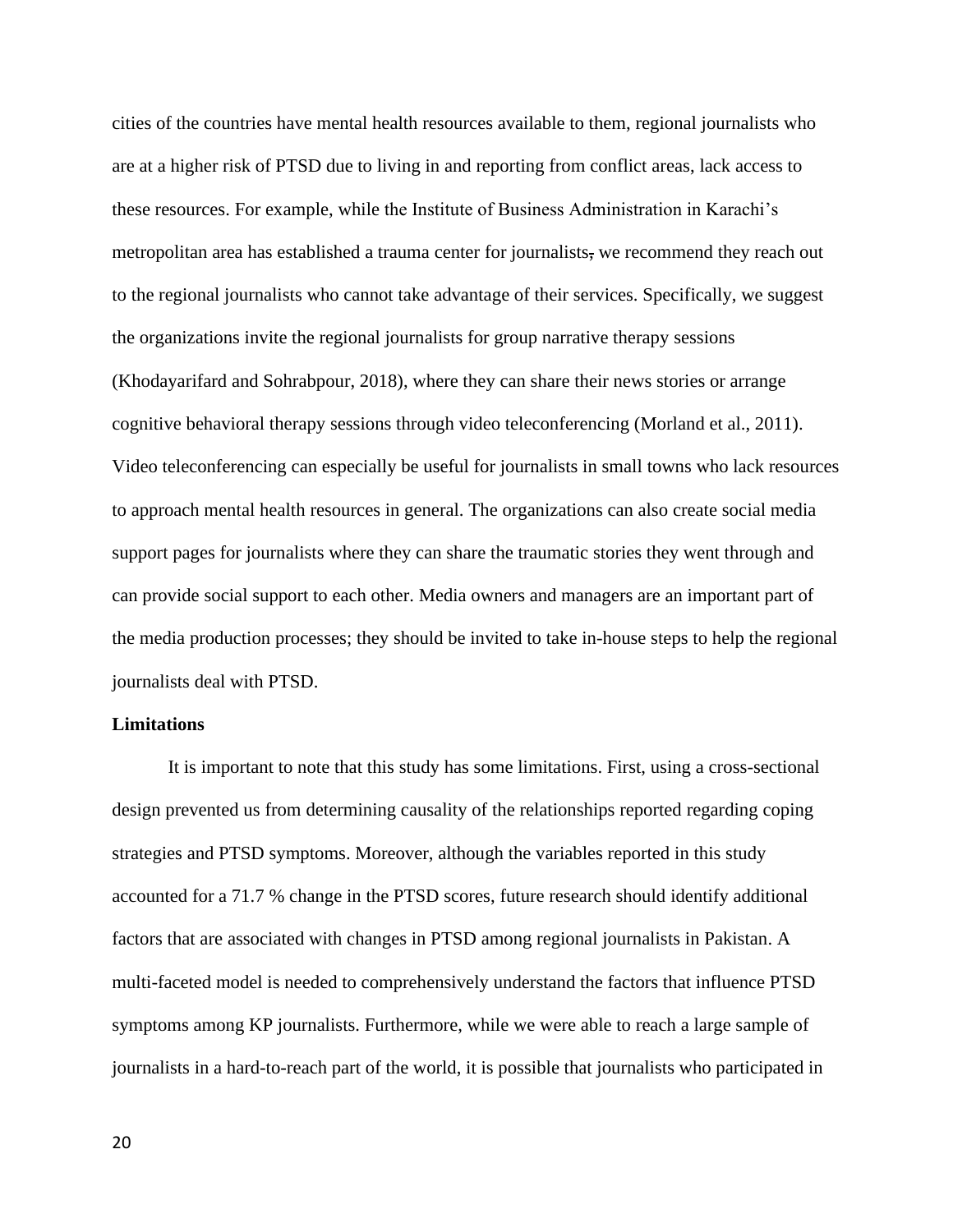cities of the countries have mental health resources available to them, regional journalists who are at a higher risk of PTSD due to living in and reporting from conflict areas, lack access to these resources. For example, while the Institute of Business Administration in Karachi's metropolitan area has established a trauma center for journalists, we recommend they reach out to the regional journalists who cannot take advantage of their services. Specifically, we suggest the organizations invite the regional journalists for group narrative therapy sessions (Khodayarifard and Sohrabpour, 2018), where they can share their news stories or arrange cognitive behavioral therapy sessions through video teleconferencing (Morland et al., 2011). Video teleconferencing can especially be useful for journalists in small towns who lack resources to approach mental health resources in general. The organizations can also create social media support pages for journalists where they can share the traumatic stories they went through and can provide social support to each other. Media owners and managers are an important part of the media production processes; they should be invited to take in-house steps to help the regional journalists deal with PTSD.

**Limitations**

It is important to note that this study has some limitations. First, using a cross-sectional design prevented us from determining causality of the relationships reported regarding coping strategies and PTSD symptoms. Moreover, although the variables reported in this study accounted for a 71.7 % change in the PTSD scores, future research should identify additional factors that are associated with changes in PTSD among regional journalists in Pakistan. A multi-faceted model is needed to comprehensively understand the factors that influence PTSD symptoms among KP journalists. Furthermore, while we were able to reach a large sample of journalists in a hard-to-reach part of the world, it is possible that journalists who participated in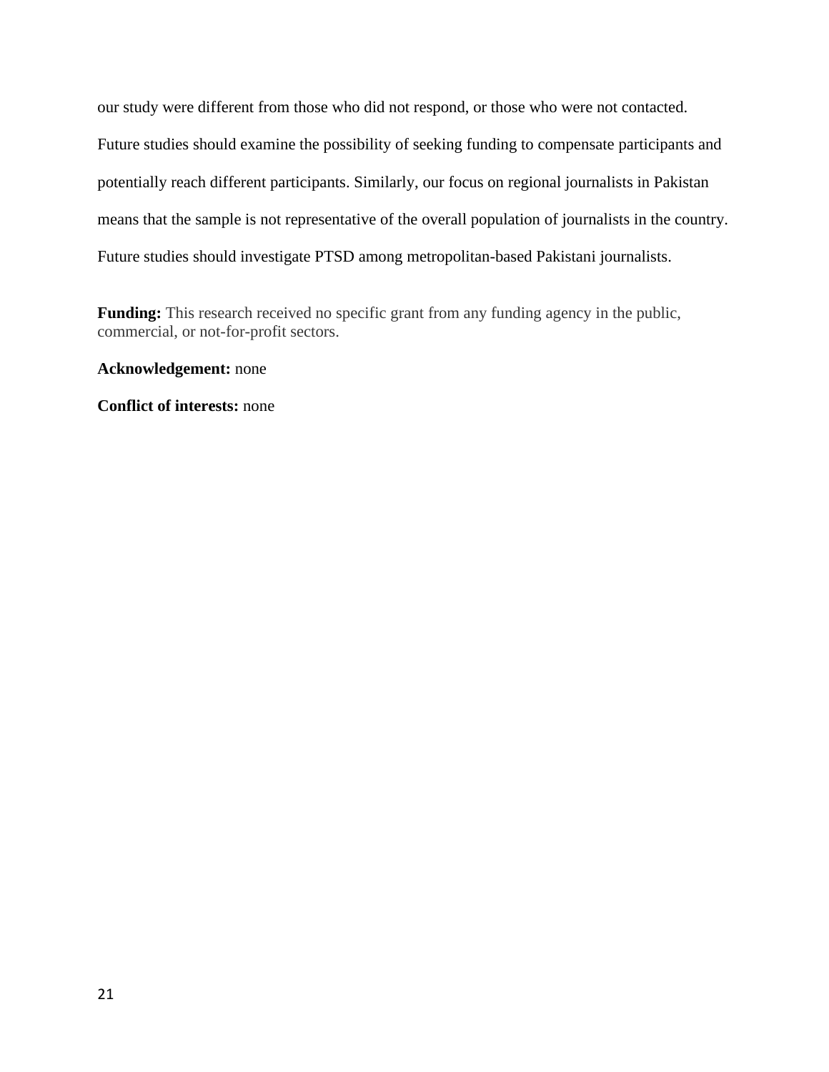our study were different from those who did not respond, or those who were not contacted. Future studies should examine the possibility of seeking funding to compensate participants and potentially reach different participants. Similarly, our focus on regional journalists in Pakistan means that the sample is not representative of the overall population of journalists in the country. Future studies should investigate PTSD among metropolitan-based Pakistani journalists.

**Funding:** This research received no specific grant from any funding agency in the public, commercial, or not-for-profit sectors.

**Acknowledgement:** none

**Conflict of interests:** none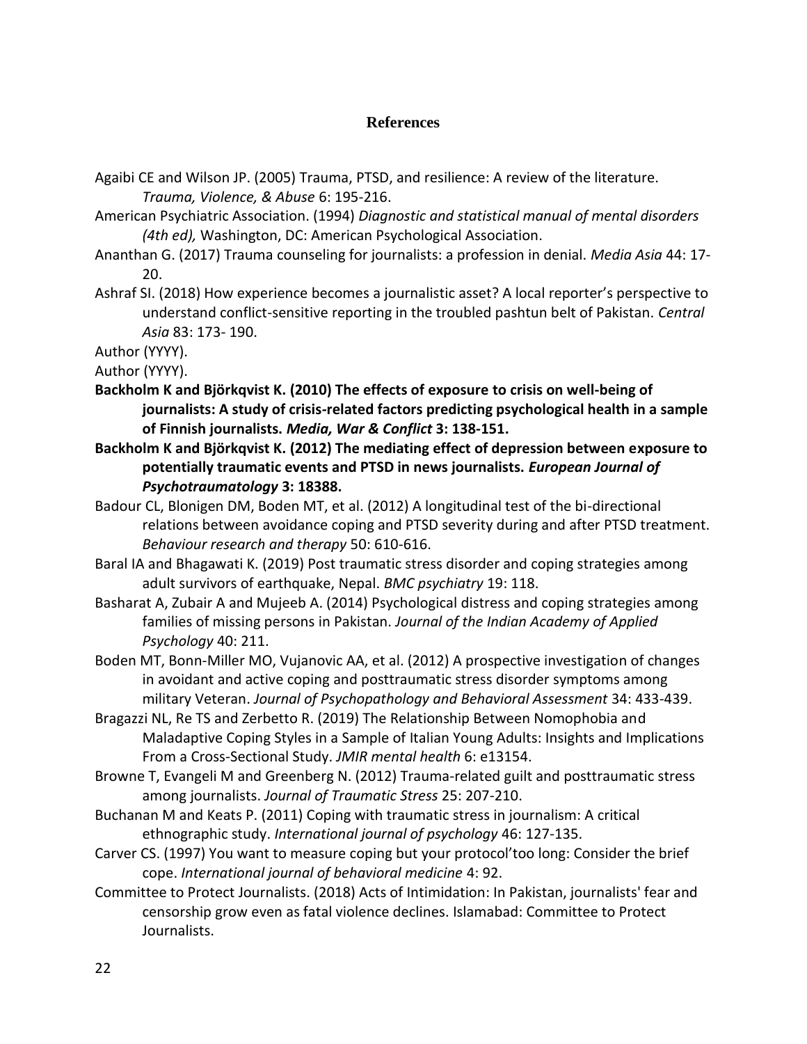## References

Agaibi CE and Wilson JP. (2005) Trauma, PTSD, and resilience: A review of the literature. *Trauma, Violence, & Abuse* 6: 195-216.

American Psychiatric Association. (1994) *Diagnostic and statistical manual of mental disorders (4th ed),* Washington, DC: American Psychological Association.

Ananthan G. (2017) Trauma counseling for journalists: a profession in denial. *Media Asia* 44: 17-20.

Ashraf SI. (2018) How experience becomes a journalistic asset? A local reporter's perspective to understand conflict-sensitive reporting in the troubled pashtun belt of Pakistan. *Central Asia* 83: 173- 190.

Author (YYYY).

Author (YYYY).

**Backholm K and Björkqvist K. (2010) The effects of exposure to crisis on well-being of journalists: A study of crisis-related factors predicting psychological health in a sample of Finnish journalists. *Media, War & Conflict* 3: 138-151.**

**Backholm K and Björkqvist K. (2012) The mediating effect of depression between exposure to potentially traumatic events and PTSD in news journalists. *European Journal of Psychotraumatology* 3: 18388.**

Badour CL, Blonigen DM, Boden MT, et al. (2012) A longitudinal test of the bi-directional relations between avoidance coping and PTSD severity during and after PTSD treatment. *Behaviour research and therapy* 50: 610-616.

Baral IA and Bhagawati K. (2019) Post traumatic stress disorder and coping strategies among adult survivors of earthquake, Nepal. *BMC psychiatry* 19: 118.

Basharat A, Zubair A and Mujeeb A. (2014) Psychological distress and coping strategies among families of missing persons in Pakistan. *Journal of the Indian Academy of Applied Psychology* 40: 211.

Boden MT, Bonn-Miller MO, Vujanovic AA, et al. (2012) A prospective investigation of changes in avoidant and active coping and posttraumatic stress disorder symptoms among military Veteran. *Journal of Psychopathology and Behavioral Assessment* 34: 433-439.

Bragazzi NL, Re TS and Zerbetto R. (2019) The Relationship Between Nomophobia and Maladaptive Coping Styles in a Sample of Italian Young Adults: Insights and Implications From a Cross-Sectional Study. *JMIR mental health* 6: e13154.

Browne T, Evangeli M and Greenberg N. (2012) Trauma-related guilt and posttraumatic stress among journalists. *Journal of Traumatic Stress* 25: 207-210.

Buchanan M and Keats P. (2011) Coping with traumatic stress in journalism: A critical ethnographic study. *International journal of psychology* 46: 127-135.

Carver CS. (1997) You want to measure coping but your protocol'too long: Consider the brief cope. *International journal of behavioral medicine* 4: 92.

Committee to Protect Journalists. (2018) Acts of Intimidation: In Pakistan, journalists' fear and censorship grow even as fatal violence declines. Islamabad: Committee to Protect Journalists.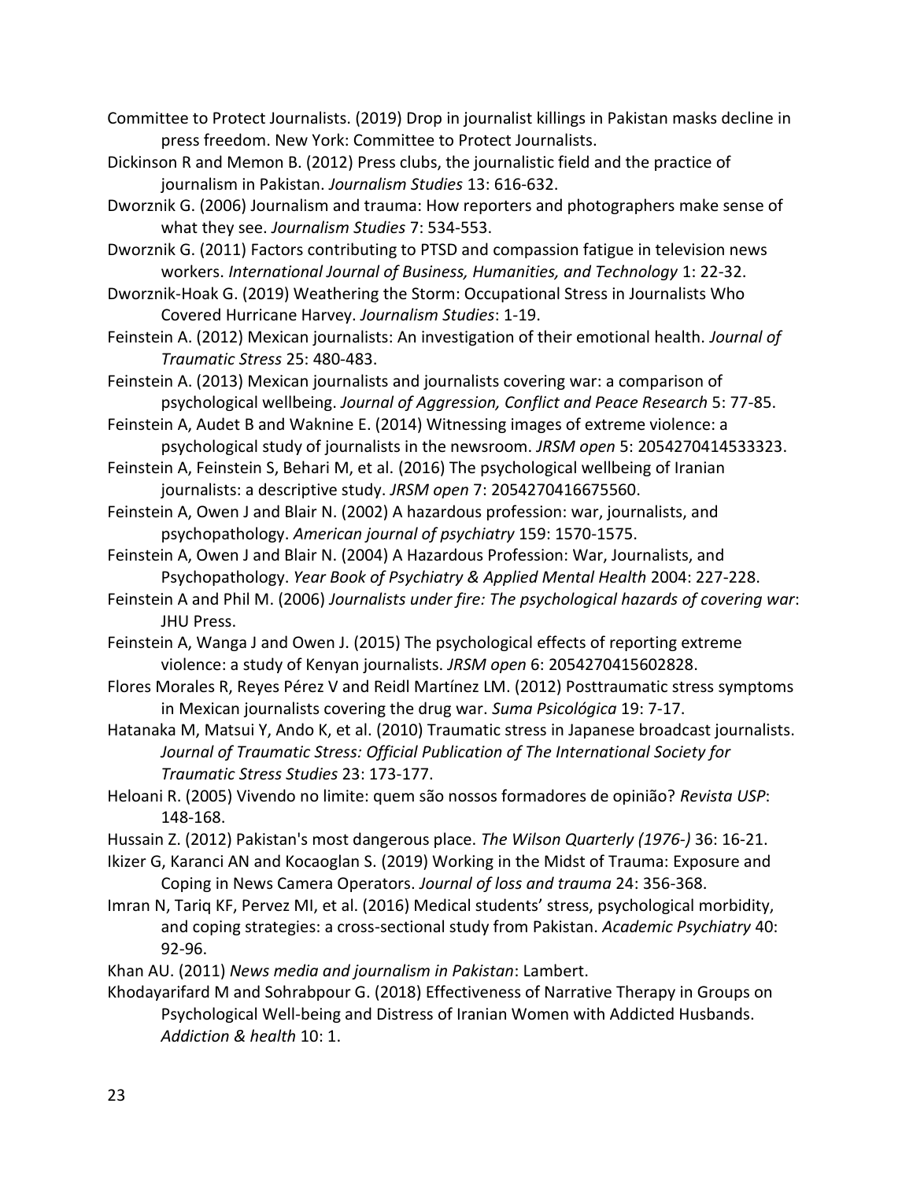Committee to Protect Journalists. (2019) Drop in journalist killings in Pakistan masks decline in press freedom. New York: Committee to Protect Journalists.

Dickinson R and Memon B. (2012) Press clubs, the journalistic field and the practice of journalism in Pakistan. *Journalism Studies* 13: 616-632.

Dworznik G. (2006) Journalism and trauma: How reporters and photographers make sense of what they see. *Journalism Studies* 7: 534-553.

Dworznik G. (2011) Factors contributing to PTSD and compassion fatigue in television news workers. *International Journal of Business, Humanities, and Technology* 1: 22-32.

Dworznik-Hoak G. (2019) Weathering the Storm: Occupational Stress in Journalists Who Covered Hurricane Harvey. *Journalism Studies*: 1-19.

Feinstein A. (2012) Mexican journalists: An investigation of their emotional health. *Journal of Traumatic Stress* 25: 480-483.

Feinstein A. (2013) Mexican journalists and journalists covering war: a comparison of psychological wellbeing. *Journal of Aggression, Conflict and Peace Research* 5: 77-85.

Feinstein A, Audet B and Waknine E. (2014) Witnessing images of extreme violence: a psychological study of journalists in the newsroom. *JRSM open* 5: 2054270414533323.

Feinstein A, Feinstein S, Behari M, et al. (2016) The psychological wellbeing of Iranian journalists: a descriptive study. *JRSM open* 7: 2054270416675560.

Feinstein A, Owen J and Blair N. (2002) A hazardous profession: war, journalists, and psychopathology. *American journal of psychiatry* 159: 1570-1575.

Feinstein A, Owen J and Blair N. (2004) A Hazardous Profession: War, Journalists, and Psychopathology. *Year Book of Psychiatry & Applied Mental Health* 2004: 227-228.

Feinstein A and Phil M. (2006) *Journalists under fire: The psychological hazards of covering war*: JHU Press.

Feinstein A, Wanga J and Owen J. (2015) The psychological effects of reporting extreme violence: a study of Kenyan journalists. *JRSM open* 6: 2054270415602828.

Flores Morales R, Reyes Pérez V and Reidl Martínez LM. (2012) Posttraumatic stress symptoms in Mexican journalists covering the drug war. *Suma Psicológica* 19: 7-17.

Hatanaka M, Matsui Y, Ando K, et al. (2010) Traumatic stress in Japanese broadcast journalists. *Journal of Traumatic Stress: Official Publication of The International Society for Traumatic Stress Studies* 23: 173-177.

Heloani R. (2005) Vivendo no limite: quem são nossos formadores de opinião? *Revista USP*: 148-168.

Hussain Z. (2012) Pakistan's most dangerous place. *The Wilson Quarterly (1976-)* 36: 16-21.

Ikizer G, Karanci AN and Kocaoglan S. (2019) Working in the Midst of Trauma: Exposure and Coping in News Camera Operators. *Journal of loss and trauma* 24: 356-368.

Imran N, Tariq KF, Pervez MI, et al. (2016) Medical students' stress, psychological morbidity, and coping strategies: a cross-sectional study from Pakistan. *Academic Psychiatry* 40: 92-96.

Khan AU. (2011) *News media and journalism in Pakistan*: Lambert.

Khodayarifard M and Sohrabpour G. (2018) Effectiveness of Narrative Therapy in Groups on Psychological Well-being and Distress of Iranian Women with Addicted Husbands. *Addiction & health* 10: 1.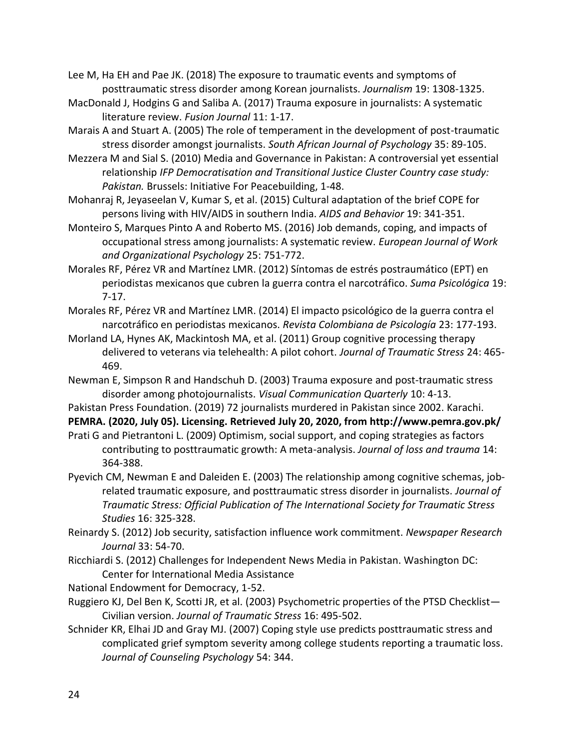Lee M, Ha EH and Pae JK. (2018) The exposure to traumatic events and symptoms of posttraumatic stress disorder among Korean journalists. *Journalism* 19: 1308-1325.

MacDonald J, Hodgins G and Saliba A. (2017) Trauma exposure in journalists: A systematic literature review. *Fusion Journal* 11: 1-17.

Marais A and Stuart A. (2005) The role of temperament in the development of post-traumatic stress disorder amongst journalists. *South African Journal of Psychology* 35: 89-105.

Mezzera M and Sial S. (2010) Media and Governance in Pakistan: A controversial yet essential relationship *IFP Democratisation and Transitional Justice Cluster Country case study: Pakistan.* Brussels: Initiative For Peacebuilding, 1-48.

Mohanraj R, Jeyaseelan V, Kumar S, et al. (2015) Cultural adaptation of the brief COPE for persons living with HIV/AIDS in southern India. *AIDS and Behavior* 19: 341-351.

Monteiro S, Marques Pinto A and Roberto MS. (2016) Job demands, coping, and impacts of occupational stress among journalists: A systematic review. *European Journal of Work and Organizational Psychology* 25: 751-772.

Morales RF, Pérez VR and Martínez LMR. (2012) Síntomas de estrés postraumático (EPT) en periodistas mexicanos que cubren la guerra contra el narcotráfico. *Suma Psicológica* 19: 7-17.

Morales RF, Pérez VR and Martínez LMR. (2014) El impacto psicológico de la guerra contra el narcotráfico en periodistas mexicanos. *Revista Colombiana de Psicología* 23: 177-193.

Morland LA, Hynes AK, Mackintosh MA, et al. (2011) Group cognitive processing therapy delivered to veterans via telehealth: A pilot cohort. *Journal of Traumatic Stress* 24: 465-469.

Newman E, Simpson R and Handschuh D. (2003) Trauma exposure and post-traumatic stress disorder among photojournalists. *Visual Communication Quarterly* 10: 4-13.

Pakistan Press Foundation. (2019) 72 journalists murdered in Pakistan since 2002. Karachi.

**PEMRA. (2020, July 05). Licensing. Retrieved July 20, 2020, from http://www.pemra.gov.pk/**

Prati G and Pietrantoni L. (2009) Optimism, social support, and coping strategies as factors contributing to posttraumatic growth: A meta-analysis. *Journal of loss and trauma* 14: 364-388.

Pyevich CM, Newman E and Daleiden E. (2003) The relationship among cognitive schemas, job-related traumatic exposure, and posttraumatic stress disorder in journalists. *Journal of Traumatic Stress: Official Publication of The International Society for Traumatic Stress Studies* 16: 325-328.

Reinardy S. (2012) Job security, satisfaction influence work commitment. *Newspaper Research Journal* 33: 54-70.

Ricchiardi S. (2012) Challenges for Independent News Media in Pakistan. Washington DC: Center for International Media Assistance
National Endowment for Democracy, 1-52.

Ruggiero KJ, Del Ben K, Scotti JR, et al. (2003) Psychometric properties of the PTSD Checklist—Civilian version. *Journal of Traumatic Stress* 16: 495-502.

Schnider KR, Elhai JD and Gray MJ. (2007) Coping style use predicts posttraumatic stress and complicated grief symptom severity among college students reporting a traumatic loss. *Journal of Counseling Psychology* 54: 344.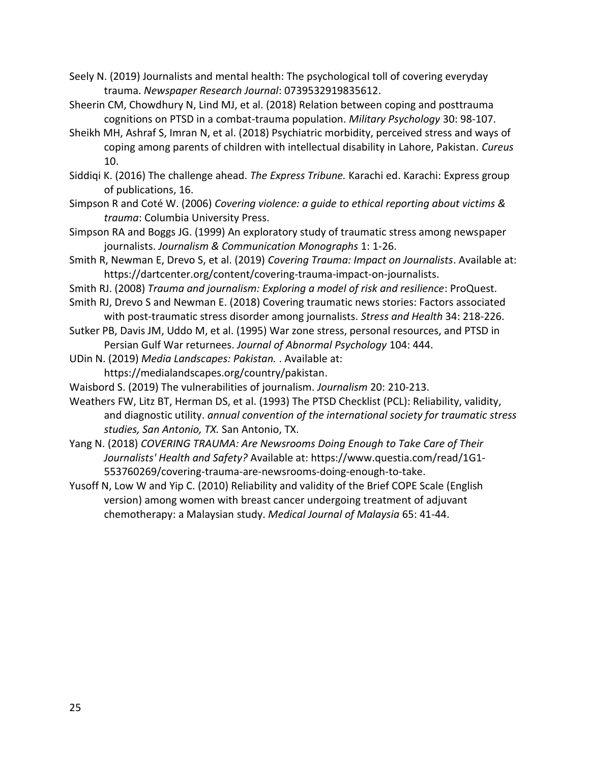Seely N. (2019) Journalists and mental health: The psychological toll of covering everyday trauma. *Newspaper Research Journal*: 0739532919835612.

Sheerin CM, Chowdhury N, Lind MJ, et al. (2018) Relation between coping and posttrauma cognitions on PTSD in a combat-trauma population. *Military Psychology* 30: 98-107.

Sheikh MH, Ashraf S, Imran N, et al. (2018) Psychiatric morbidity, perceived stress and ways of coping among parents of children with intellectual disability in Lahore, Pakistan. *Cureus* 10.

Siddiqi K. (2016) The challenge ahead. *The Express Tribune.* Karachi ed. Karachi: Express group of publications, 16.

Simpson R and Coté W. (2006) *Covering violence: a guide to ethical reporting about victims & trauma*: Columbia University Press.

Simpson RA and Boggs JG. (1999) An exploratory study of traumatic stress among newspaper journalists. *Journalism & Communication Monographs* 1: 1-26.

Smith R, Newman E, Drevo S, et al. (2019) *Covering Trauma: Impact on Journalists*. Available at: https://dartcenter.org/content/covering-trauma-impact-on-journalists.

Smith RJ. (2008) *Trauma and journalism: Exploring a model of risk and resilience*: ProQuest.

Smith RJ, Drevo S and Newman E. (2018) Covering traumatic news stories: Factors associated with post-traumatic stress disorder among journalists. *Stress and Health* 34: 218-226.

Sutker PB, Davis JM, Uddo M, et al. (1995) War zone stress, personal resources, and PTSD in Persian Gulf War returnees. *Journal of Abnormal Psychology* 104: 444.

UDin N. (2019) *Media Landscapes: Pakistan.* . Available at: https://medialandscapes.org/country/pakistan.

Waisbord S. (2019) The vulnerabilities of journalism. *Journalism* 20: 210-213.

Weathers FW, Litz BT, Herman DS, et al. (1993) The PTSD Checklist (PCL): Reliability, validity, and diagnostic utility. *annual convention of the international society for traumatic stress studies, San Antonio, TX.* San Antonio, TX.

Yang N. (2018) *COVERING TRAUMA: Are Newsrooms Doing Enough to Take Care of Their Journalists' Health and Safety?* Available at: https://www.questia.com/read/1G1-553760269/covering-trauma-are-newsrooms-doing-enough-to-take.

Yusoff N, Low W and Yip C. (2010) Reliability and validity of the Brief COPE Scale (English version) among women with breast cancer undergoing treatment of adjuvant chemotherapy: a Malaysian study. *Medical Journal of Malaysia* 65: 41-44.